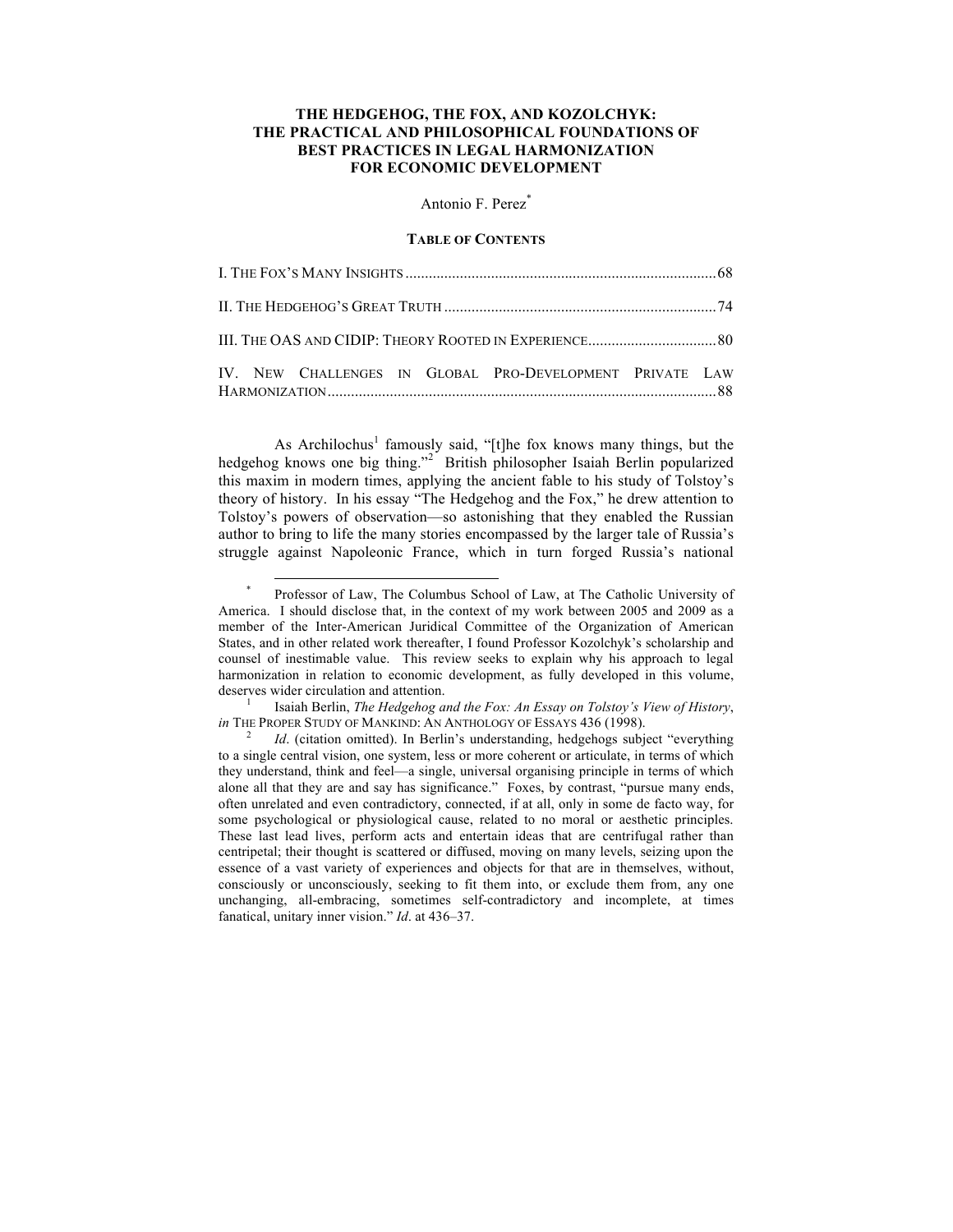# THE HEDGEHOG, THE FOX, AND KOZOLCHYK: THE PRACTICAL AND PHILOSOPHICAL FOUNDATIONS OF BEST PRACTICES IN LEGAL HARMONIZATION FOR ECONOMIC DEVELOPMENT

Antonio F. Perez[*]

**TABLE OF CONTENTS**

I. THE FOX'S MANY INSIGHTS ........ 68

II. THE HEDGEHOG'S GREAT TRUTH ........ 74

III. THE OAS AND CIDIP: THEORY ROOTED IN EXPERIENCE ........ 80

IV. NEW CHALLENGES IN GLOBAL PRO-DEVELOPMENT PRIVATE LAW HARMONIZATION ........ 88

As Archilochus[1] famously said, "[t]he fox knows many things, but the hedgehog knows one big thing."[2] British philosopher Isaiah Berlin popularized this maxim in modern times, applying the ancient fable to his study of Tolstoy's theory of history. In his essay "The Hedgehog and the Fox," he drew attention to Tolstoy's powers of observation—so astonishing that they enabled the Russian author to bring to life the many stories encompassed by the larger tale of Russia's struggle against Napoleonic France, which in turn forged Russia's national

---

[*] Professor of Law, The Columbus School of Law, at The Catholic University of America. I should disclose that, in the context of my work between 2005 and 2009 as a member of the Inter-American Juridical Committee of the Organization of American States, and in other related work thereafter, I found Professor Kozolchyk's scholarship and counsel of inestimable value. This review seeks to explain why his approach to legal harmonization in relation to economic development, as fully developed in this volume, deserves wider circulation and attention.

[1] Isaiah Berlin, *The Hedgehog and the Fox: An Essay on Tolstoy's View of History*, *in* THE PROPER STUDY OF MANKIND: AN ANTHOLOGY OF ESSAYS 436 (1998).

[2] *Id*. (citation omitted). In Berlin's understanding, hedgehogs subject "everything to a single central vision, one system, less or more coherent or articulate, in terms of which they understand, think and feel—a single, universal organising principle in terms of which alone all that they are and say has significance." Foxes, by contrast, "pursue many ends, often unrelated and even contradictory, connected, if at all, only in some de facto way, for some psychological or physiological cause, related to no moral or aesthetic principles. These last lead lives, perform acts and entertain ideas that are centrifugal rather than centripetal; their thought is scattered or diffused, moving on many levels, seizing upon the essence of a vast variety of experiences and objects for that are in themselves, without, consciously or unconsciously, seeking to fit them into, or exclude them from, any one unchanging, all-embracing, sometimes self-contradictory and incomplete, at times fanatical, unitary inner vision." *Id*. at 436–37.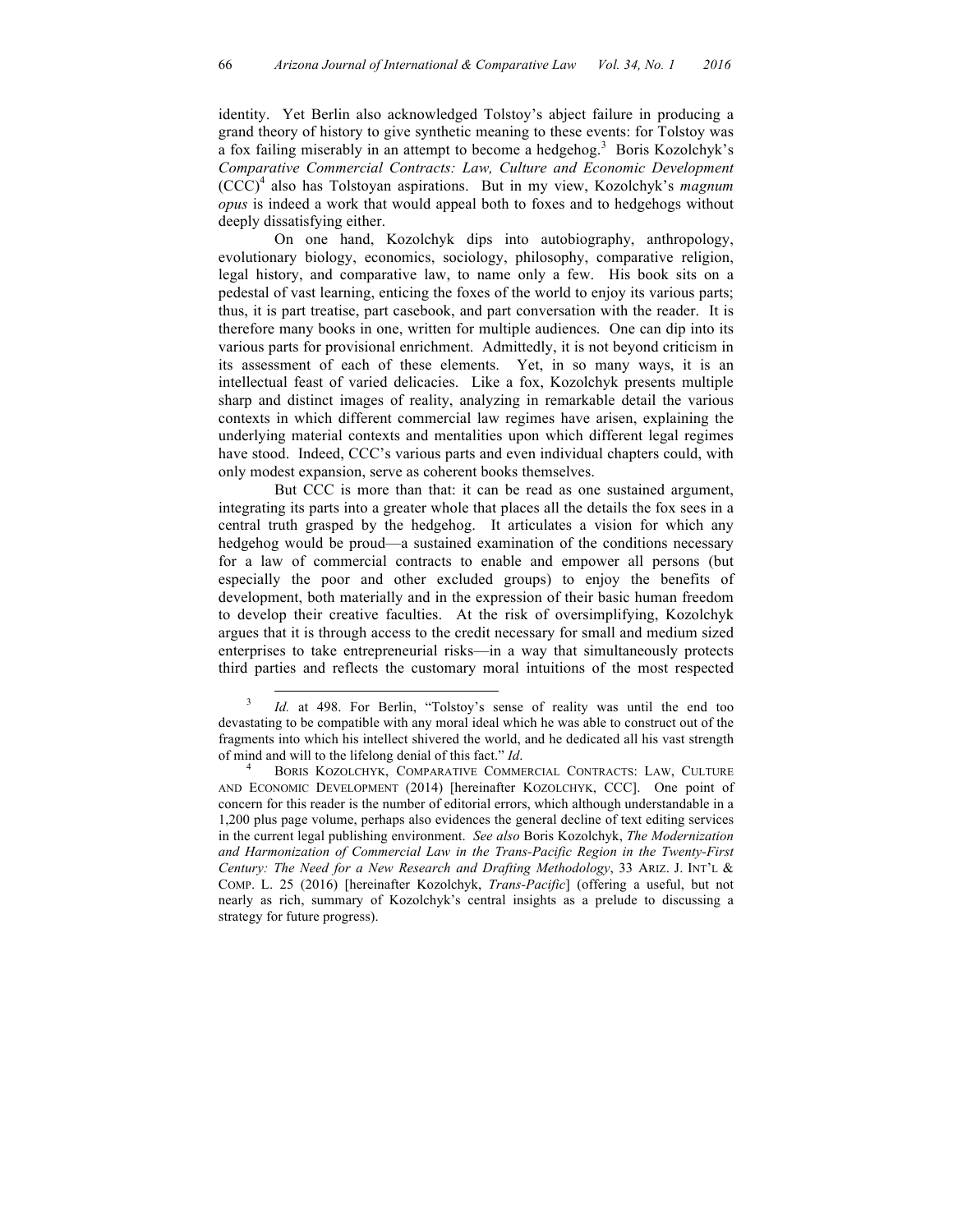identity. Yet Berlin also acknowledged Tolstoy's abject failure in producing a grand theory of history to give synthetic meaning to these events: for Tolstoy was a fox failing miserably in an attempt to become a hedgehog.[3] Boris Kozolchyk's *Comparative Commercial Contracts: Law, Culture and Economic Development* (CCC)[4] also has Tolstoyan aspirations. But in my view, Kozolchyk's *magnum opus* is indeed a work that would appeal both to foxes and to hedgehogs without deeply dissatisfying either.

On one hand, Kozolchyk dips into autobiography, anthropology, evolutionary biology, economics, sociology, philosophy, comparative religion, legal history, and comparative law, to name only a few. His book sits on a pedestal of vast learning, enticing the foxes of the world to enjoy its various parts; thus, it is part treatise, part casebook, and part conversation with the reader. It is therefore many books in one, written for multiple audiences. One can dip into its various parts for provisional enrichment. Admittedly, it is not beyond criticism in its assessment of each of these elements. Yet, in so many ways, it is an intellectual feast of varied delicacies. Like a fox, Kozolchyk presents multiple sharp and distinct images of reality, analyzing in remarkable detail the various contexts in which different commercial law regimes have arisen, explaining the underlying material contexts and mentalities upon which different legal regimes have stood. Indeed, CCC's various parts and even individual chapters could, with only modest expansion, serve as coherent books themselves.

But CCC is more than that: it can be read as one sustained argument, integrating its parts into a greater whole that places all the details the fox sees in a central truth grasped by the hedgehog. It articulates a vision for which any hedgehog would be proud—a sustained examination of the conditions necessary for a law of commercial contracts to enable and empower all persons (but especially the poor and other excluded groups) to enjoy the benefits of development, both materially and in the expression of their basic human freedom to develop their creative faculties. At the risk of oversimplifying, Kozolchyk argues that it is through access to the credit necessary for small and medium sized enterprises to take entrepreneurial risks—in a way that simultaneously protects third parties and reflects the customary moral intuitions of the most respected

---

[3] *Id.* at 498. For Berlin, "Tolstoy's sense of reality was until the end too devastating to be compatible with any moral ideal which he was able to construct out of the fragments into which his intellect shivered the world, and he dedicated all his vast strength of mind and will to the lifelong denial of this fact." *Id*.

[4] Boris Kozolchyk, Comparative Commercial Contracts: Law, Culture and Economic Development (2014) [hereinafter Kozolchyk, CCC]. One point of concern for this reader is the number of editorial errors, which although understandable in a 1,200 plus page volume, perhaps also evidences the general decline of text editing services in the current legal publishing environment. *See also* Boris Kozolchyk, *The Modernization and Harmonization of Commercial Law in the Trans-Pacific Region in the Twenty-First Century: The Need for a New Research and Drafting Methodology*, 33 Ariz. J. Int'l & Comp. L. 25 (2016) [hereinafter Kozolchyk, *Trans-Pacific*] (offering a useful, but not nearly as rich, summary of Kozolchyk's central insights as a prelude to discussing a strategy for future progress).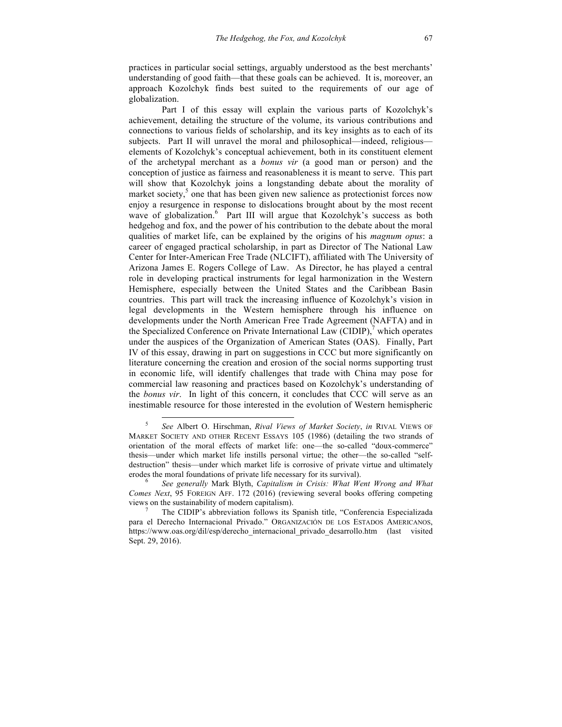practices in particular social settings, arguably understood as the best merchants' understanding of good faith—that these goals can be achieved. It is, moreover, an approach Kozolchyk finds best suited to the requirements of our age of globalization.

Part I of this essay will explain the various parts of Kozolchyk's achievement, detailing the structure of the volume, its various contributions and connections to various fields of scholarship, and its key insights as to each of its subjects. Part II will unravel the moral and philosophical—indeed, religious—elements of Kozolchyk's conceptual achievement, both in its constituent element of the archetypal merchant as a *bonus vir* (a good man or person) and the conception of justice as fairness and reasonableness it is meant to serve. This part will show that Kozolchyk joins a longstanding debate about the morality of market society,[5] one that has been given new salience as protectionist forces now enjoy a resurgence in response to dislocations brought about by the most recent wave of globalization.[6] Part III will argue that Kozolchyk's success as both hedgehog and fox, and the power of his contribution to the debate about the moral qualities of market life, can be explained by the origins of his *magnum opus*: a career of engaged practical scholarship, in part as Director of The National Law Center for Inter-American Free Trade (NLCIFT), affiliated with The University of Arizona James E. Rogers College of Law. As Director, he has played a central role in developing practical instruments for legal harmonization in the Western Hemisphere, especially between the United States and the Caribbean Basin countries. This part will track the increasing influence of Kozolchyk's vision in legal developments in the Western hemisphere through his influence on developments under the North American Free Trade Agreement (NAFTA) and in the Specialized Conference on Private International Law (CIDIP),[7] which operates under the auspices of the Organization of American States (OAS). Finally, Part IV of this essay, drawing in part on suggestions in CCC but more significantly on literature concerning the creation and erosion of the social norms supporting trust in economic life, will identify challenges that trade with China may pose for commercial law reasoning and practices based on Kozolchyk's understanding of the *bonus vir*. In light of this concern, it concludes that CCC will serve as an inestimable resource for those interested in the evolution of Western hemispheric

[5] *See* Albert O. Hirschman, *Rival Views of Market Society*, *in* RIVAL VIEWS OF MARKET SOCIETY AND OTHER RECENT ESSAYS 105 (1986) (detailing the two strands of orientation of the moral effects of market life: one—the so-called "doux-commerce" thesis—under which market life instills personal virtue; the other—the so-called "self-destruction" thesis—under which market life is corrosive of private virtue and ultimately erodes the moral foundations of private life necessary for its survival).

[6] *See generally* Mark Blyth, *Capitalism in Crisis: What Went Wrong and What Comes Next*, 95 FOREIGN AFF. 172 (2016) (reviewing several books offering competing views on the sustainability of modern capitalism).

[7] The CIDIP's abbreviation follows its Spanish title, "Conferencia Especializada para el Derecho Internacional Privado." ORGANIZACIÓN DE LOS ESTADOS AMERICANOS, https://www.oas.org/dil/esp/derecho_internacional_privado_desarrollo.htm (last visited Sept. 29, 2016).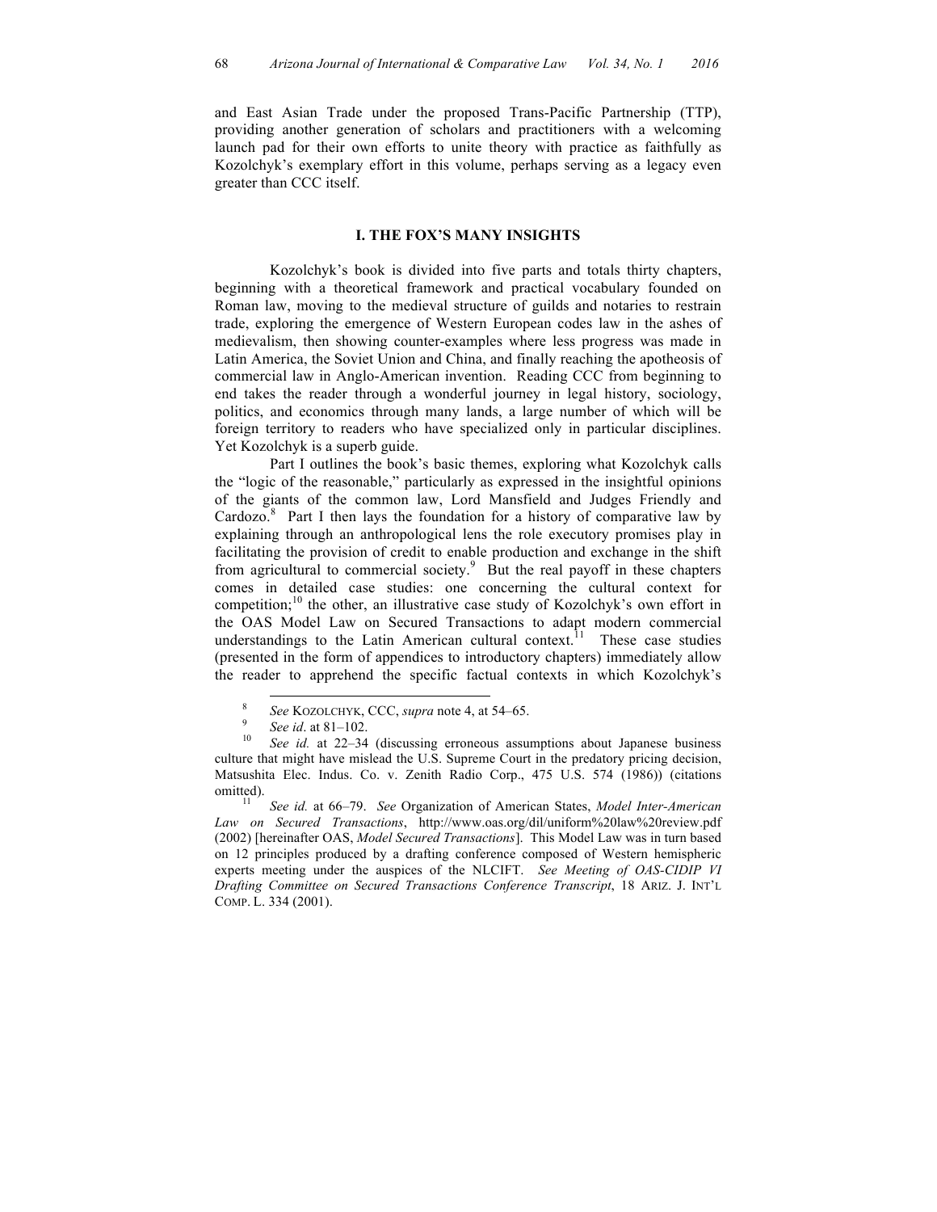and East Asian Trade under the proposed Trans-Pacific Partnership (TTP), providing another generation of scholars and practitioners with a welcoming launch pad for their own efforts to unite theory with practice as faithfully as Kozolchyk's exemplary effort in this volume, perhaps serving as a legacy even greater than CCC itself.

## I. THE FOX'S MANY INSIGHTS

Kozolchyk's book is divided into five parts and totals thirty chapters, beginning with a theoretical framework and practical vocabulary founded on Roman law, moving to the medieval structure of guilds and notaries to restrain trade, exploring the emergence of Western European codes law in the ashes of medievalism, then showing counter-examples where less progress was made in Latin America, the Soviet Union and China, and finally reaching the apotheosis of commercial law in Anglo-American invention. Reading CCC from beginning to end takes the reader through a wonderful journey in legal history, sociology, politics, and economics through many lands, a large number of which will be foreign territory to readers who have specialized only in particular disciplines. Yet Kozolchyk is a superb guide.

Part I outlines the book's basic themes, exploring what Kozolchyk calls the "logic of the reasonable," particularly as expressed in the insightful opinions of the giants of the common law, Lord Mansfield and Judges Friendly and Cardozo.[8] Part I then lays the foundation for a history of comparative law by explaining through an anthropological lens the role executory promises play in facilitating the provision of credit to enable production and exchange in the shift from agricultural to commercial society.[9] But the real payoff in these chapters comes in detailed case studies: one concerning the cultural context for competition;[10] the other, an illustrative case study of Kozolchyk's own effort in the OAS Model Law on Secured Transactions to adapt modern commercial understandings to the Latin American cultural context.[11] These case studies (presented in the form of appendices to introductory chapters) immediately allow the reader to apprehend the specific factual contexts in which Kozolchyk's

---

[8] *See* KOZOLCHYK, CCC, *supra* note 4, at 54–65.

[9] *See id*. at 81–102.

[10] *See id.* at 22–34 (discussing erroneous assumptions about Japanese business culture that might have mislead the U.S. Supreme Court in the predatory pricing decision, Matsushita Elec. Indus. Co. v. Zenith Radio Corp., 475 U.S. 574 (1986)) (citations omitted).

[11] *See id.* at 66–79. *See* Organization of American States, *Model Inter-American Law on Secured Transactions*, http://www.oas.org/dil/uniform%20law%20review.pdf (2002) [hereinafter OAS, *Model Secured Transactions*]. This Model Law was in turn based on 12 principles produced by a drafting conference composed of Western hemispheric experts meeting under the auspices of the NLCIFT. *See Meeting of OAS-CIDIP VI Drafting Committee on Secured Transactions Conference Transcript*, 18 ARIZ. J. INT'L COMP. L. 334 (2001).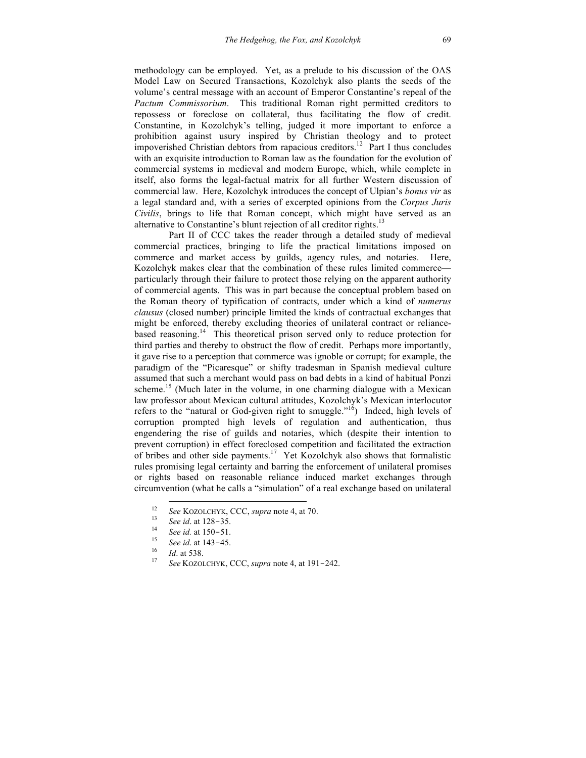methodology can be employed. Yet, as a prelude to his discussion of the OAS Model Law on Secured Transactions, Kozolchyk also plants the seeds of the volume's central message with an account of Emperor Constantine's repeal of the *Pactum Commissorium*. This traditional Roman right permitted creditors to repossess or foreclose on collateral, thus facilitating the flow of credit. Constantine, in Kozolchyk's telling, judged it more important to enforce a prohibition against usury inspired by Christian theology and to protect impoverished Christian debtors from rapacious creditors.[12] Part I thus concludes with an exquisite introduction to Roman law as the foundation for the evolution of commercial systems in medieval and modern Europe, which, while complete in itself, also forms the legal-factual matrix for all further Western discussion of commercial law. Here, Kozolchyk introduces the concept of Ulpian's *bonus vir* as a legal standard and, with a series of excerpted opinions from the *Corpus Juris Civilis*, brings to life that Roman concept, which might have served as an alternative to Constantine's blunt rejection of all creditor rights.[13]

Part II of CCC takes the reader through a detailed study of medieval commercial practices, bringing to life the practical limitations imposed on commerce and market access by guilds, agency rules, and notaries. Here, Kozolchyk makes clear that the combination of these rules limited commerce—particularly through their failure to protect those relying on the apparent authority of commercial agents. This was in part because the conceptual problem based on the Roman theory of typification of contracts, under which a kind of *numerus clausus* (closed number) principle limited the kinds of contractual exchanges that might be enforced, thereby excluding theories of unilateral contract or reliance-based reasoning.[14] This theoretical prison served only to reduce protection for third parties and thereby to obstruct the flow of credit. Perhaps more importantly, it gave rise to a perception that commerce was ignoble or corrupt; for example, the paradigm of the "Picaresque" or shifty tradesman in Spanish medieval culture assumed that such a merchant would pass on bad debts in a kind of habitual Ponzi scheme.[15] (Much later in the volume, in one charming dialogue with a Mexican law professor about Mexican cultural attitudes, Kozolchyk's Mexican interlocutor refers to the "natural or God-given right to smuggle."[16]) Indeed, high levels of corruption prompted high levels of regulation and authentication, thus engendering the rise of guilds and notaries, which (despite their intention to prevent corruption) in effect foreclosed competition and facilitated the extraction of bribes and other side payments.[17] Yet Kozolchyk also shows that formalistic rules promising legal certainty and barring the enforcement of unilateral promises or rights based on reasonable reliance induced market exchanges through circumvention (what he calls a "simulation" of a real exchange based on unilateral

---

[12] *See* KOZOLCHYK, CCC, *supra* note 4, at 70.

[13] *See id*. at 128–35.

[14] *See id.* at 150–51.

[15] *See id*. at 143–45.

[16] *Id*. at 538.

[17] *See* KOZOLCHYK, CCC, *supra* note 4, at 191–242.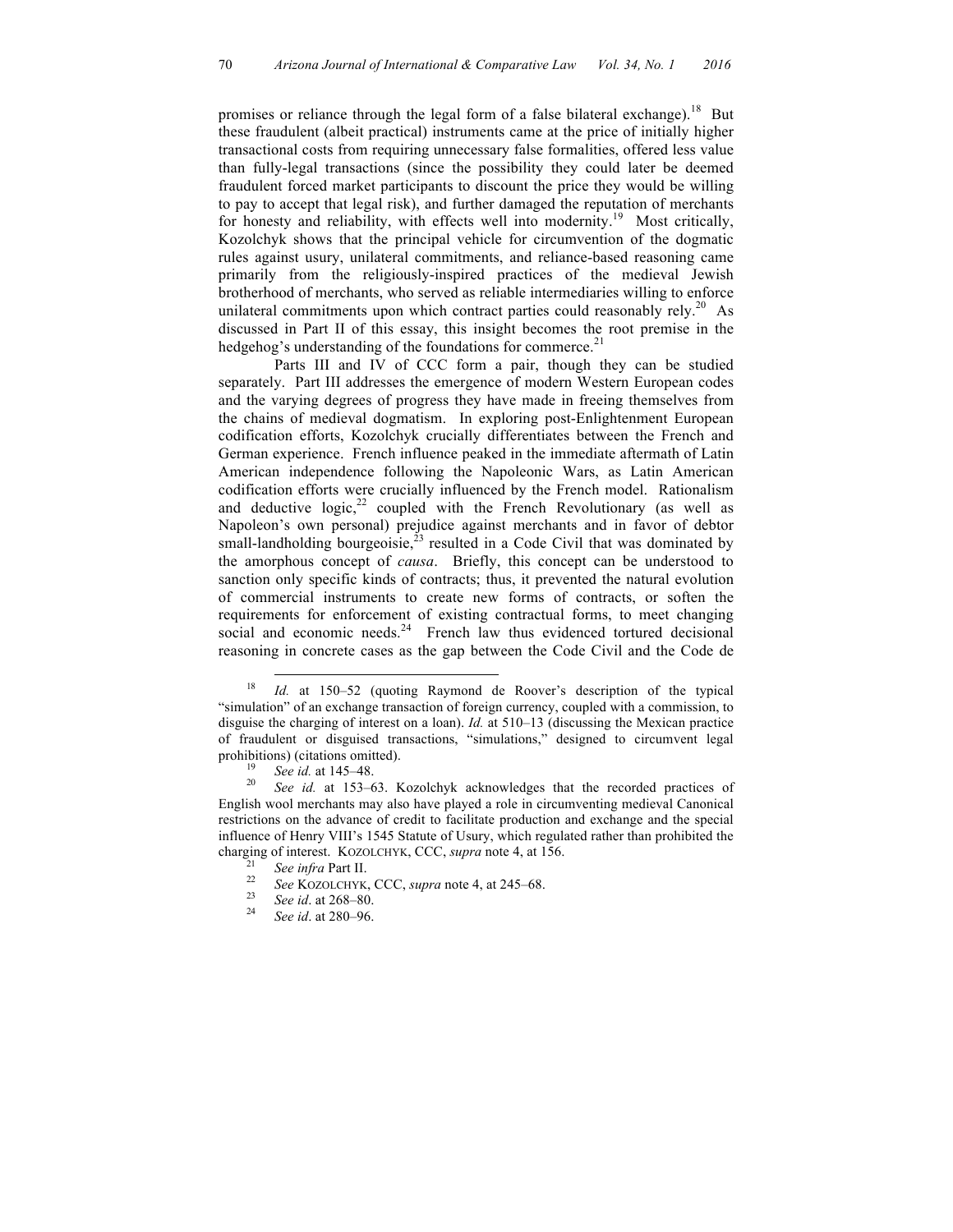promises or reliance through the legal form of a false bilateral exchange).[18] But these fraudulent (albeit practical) instruments came at the price of initially higher transactional costs from requiring unnecessary false formalities, offered less value than fully-legal transactions (since the possibility they could later be deemed fraudulent forced market participants to discount the price they would be willing to pay to accept that legal risk), and further damaged the reputation of merchants for honesty and reliability, with effects well into modernity.[19] Most critically, Kozolchyk shows that the principal vehicle for circumvention of the dogmatic rules against usury, unilateral commitments, and reliance-based reasoning came primarily from the religiously-inspired practices of the medieval Jewish brotherhood of merchants, who served as reliable intermediaries willing to enforce unilateral commitments upon which contract parties could reasonably rely.[20] As discussed in Part II of this essay, this insight becomes the root premise in the hedgehog's understanding of the foundations for commerce.[21]

Parts III and IV of CCC form a pair, though they can be studied separately. Part III addresses the emergence of modern Western European codes and the varying degrees of progress they have made in freeing themselves from the chains of medieval dogmatism. In exploring post-Enlightenment European codification efforts, Kozolchyk crucially differentiates between the French and German experience. French influence peaked in the immediate aftermath of Latin American independence following the Napoleonic Wars, as Latin American codification efforts were crucially influenced by the French model. Rationalism and deductive logic,[22] coupled with the French Revolutionary (as well as Napoleon's own personal) prejudice against merchants and in favor of debtor small-landholding bourgeoisie,[23] resulted in a Code Civil that was dominated by the amorphous concept of *causa*. Briefly, this concept can be understood to sanction only specific kinds of contracts; thus, it prevented the natural evolution of commercial instruments to create new forms of contracts, or soften the requirements for enforcement of existing contractual forms, to meet changing social and economic needs.[24] French law thus evidenced tortured decisional reasoning in concrete cases as the gap between the Code Civil and the Code de

---

[18] *Id.* at 150–52 (quoting Raymond de Roover's description of the typical "simulation" of an exchange transaction of foreign currency, coupled with a commission, to disguise the charging of interest on a loan). *Id.* at 510–13 (discussing the Mexican practice of fraudulent or disguised transactions, "simulations," designed to circumvent legal prohibitions) (citations omitted).

[19] *See id.* at 145–48.

[20] *See id.* at 153–63. Kozolchyk acknowledges that the recorded practices of English wool merchants may also have played a role in circumventing medieval Canonical restrictions on the advance of credit to facilitate production and exchange and the special influence of Henry VIII's 1545 Statute of Usury, which regulated rather than prohibited the charging of interest. KOZOLCHYK, CCC, *supra* note 4, at 156.

[21] *See infra* Part II.

[22] *See* KOZOLCHYK, CCC, *supra* note 4, at 245–68.

[23] *See id*. at 268–80.

[24] *See id*. at 280–96.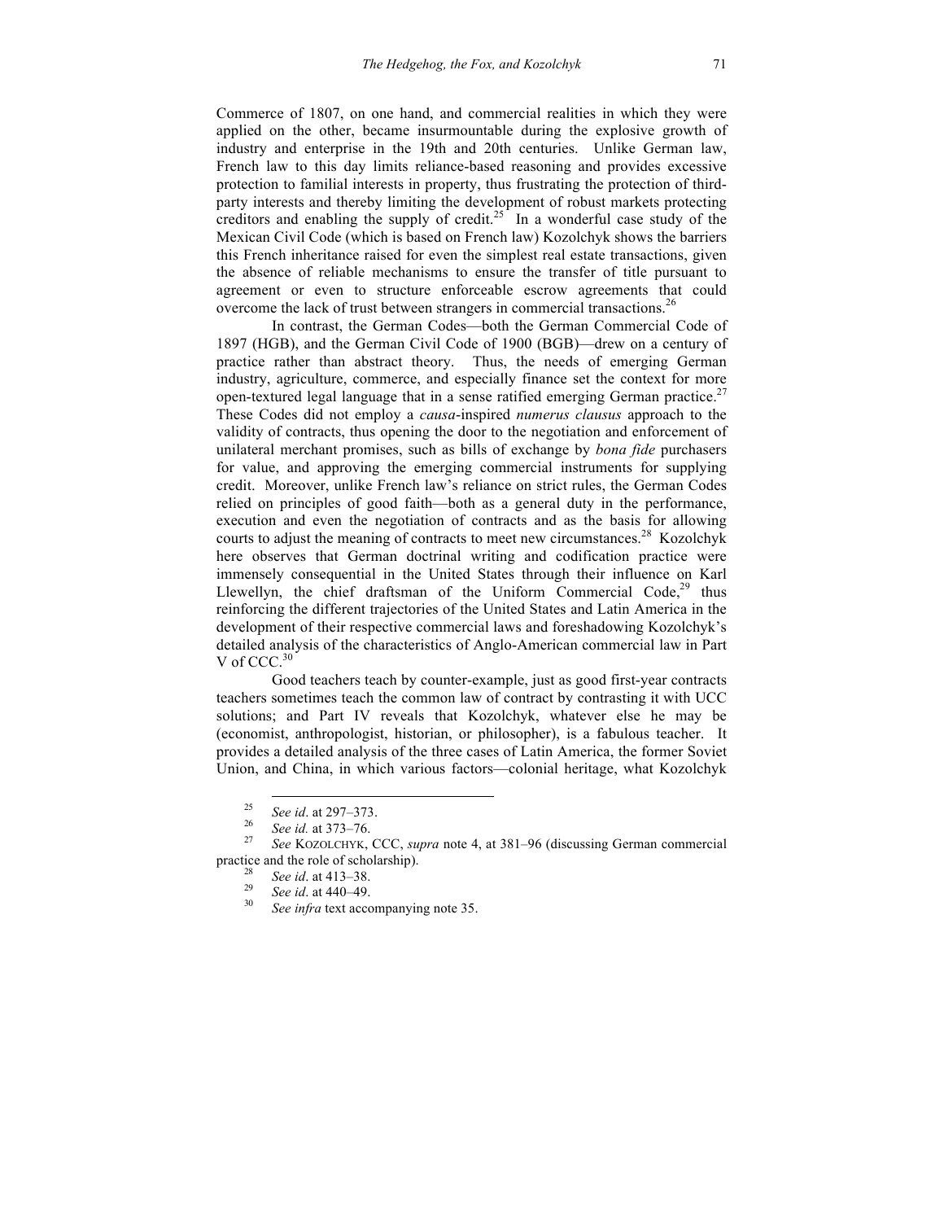Commerce of 1807, on one hand, and commercial realities in which they were applied on the other, became insurmountable during the explosive growth of industry and enterprise in the 19th and 20th centuries. Unlike German law, French law to this day limits reliance-based reasoning and provides excessive protection to familial interests in property, thus frustrating the protection of third-party interests and thereby limiting the development of robust markets protecting creditors and enabling the supply of credit.[25] In a wonderful case study of the Mexican Civil Code (which is based on French law) Kozolchyk shows the barriers this French inheritance raised for even the simplest real estate transactions, given the absence of reliable mechanisms to ensure the transfer of title pursuant to agreement or even to structure enforceable escrow agreements that could overcome the lack of trust between strangers in commercial transactions.[26]

In contrast, the German Codes—both the German Commercial Code of 1897 (HGB), and the German Civil Code of 1900 (BGB)—drew on a century of practice rather than abstract theory. Thus, the needs of emerging German industry, agriculture, commerce, and especially finance set the context for more open-textured legal language that in a sense ratified emerging German practice.[27] These Codes did not employ a *causa*-inspired *numerus clausus* approach to the validity of contracts, thus opening the door to the negotiation and enforcement of unilateral merchant promises, such as bills of exchange by *bona fide* purchasers for value, and approving the emerging commercial instruments for supplying credit. Moreover, unlike French law's reliance on strict rules, the German Codes relied on principles of good faith—both as a general duty in the performance, execution and even the negotiation of contracts and as the basis for allowing courts to adjust the meaning of contracts to meet new circumstances.[28] Kozolchyk here observes that German doctrinal writing and codification practice were immensely consequential in the United States through their influence on Karl Llewellyn, the chief draftsman of the Uniform Commercial Code,[29] thus reinforcing the different trajectories of the United States and Latin America in the development of their respective commercial laws and foreshadowing Kozolchyk's detailed analysis of the characteristics of Anglo-American commercial law in Part V of CCC.[30]

Good teachers teach by counter-example, just as good first-year contracts teachers sometimes teach the common law of contract by contrasting it with UCC solutions; and Part IV reveals that Kozolchyk, whatever else he may be (economist, anthropologist, historian, or philosopher), is a fabulous teacher. It provides a detailed analysis of the three cases of Latin America, the former Soviet Union, and China, in which various factors—colonial heritage, what Kozolchyk

---

[25] *See id*. at 297–373.

[26] *See id.* at 373–76.

[27] *See* KOZOLCHYK, CCC, *supra* note 4, at 381–96 (discussing German commercial practice and the role of scholarship).

[28] *See id*. at 413–38.

[29] *See id*. at 440–49.

[30] *See infra* text accompanying note 35.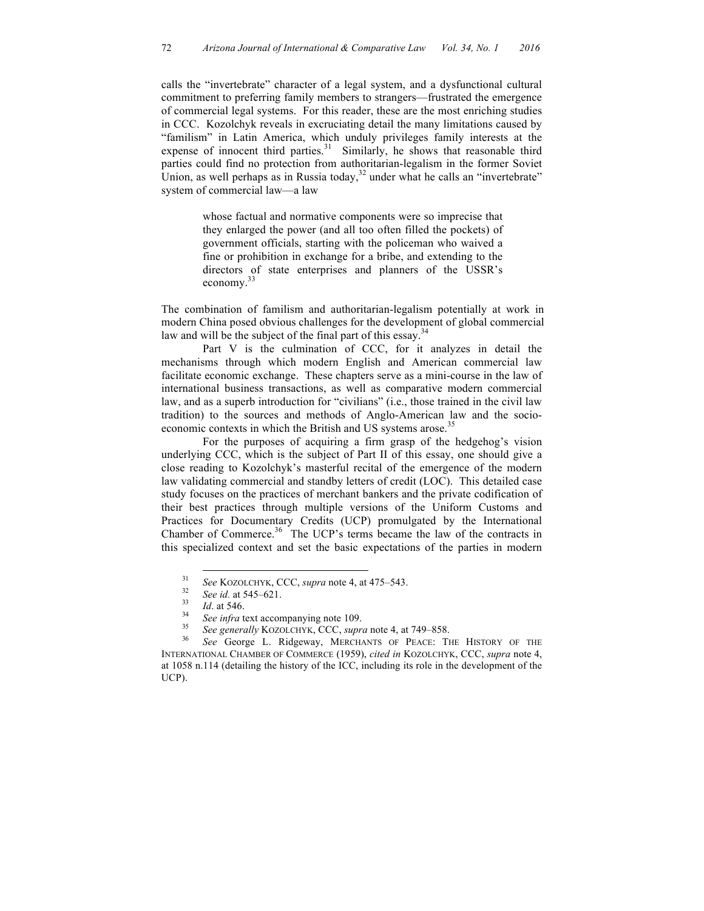calls the "invertebrate" character of a legal system, and a dysfunctional cultural commitment to preferring family members to strangers—frustrated the emergence of commercial legal systems. For this reader, these are the most enriching studies in CCC. Kozolchyk reveals in excruciating detail the many limitations caused by "familism" in Latin America, which unduly privileges family interests at the expense of innocent third parties.[31] Similarly, he shows that reasonable third parties could find no protection from authoritarian-legalism in the former Soviet Union, as well perhaps as in Russia today,[32] under what he calls an "invertebrate" system of commercial law—a law

> whose factual and normative components were so imprecise that they enlarged the power (and all too often filled the pockets) of government officials, starting with the policeman who waived a fine or prohibition in exchange for a bribe, and extending to the directors of state enterprises and planners of the USSR's economy.[33]

The combination of familism and authoritarian-legalism potentially at work in modern China posed obvious challenges for the development of global commercial law and will be the subject of the final part of this essay.[34]

Part V is the culmination of CCC, for it analyzes in detail the mechanisms through which modern English and American commercial law facilitate economic exchange. These chapters serve as a mini-course in the law of international business transactions, as well as comparative modern commercial law, and as a superb introduction for "civilians" (i.e., those trained in the civil law tradition) to the sources and methods of Anglo-American law and the socio-economic contexts in which the British and US systems arose.[35]

For the purposes of acquiring a firm grasp of the hedgehog's vision underlying CCC, which is the subject of Part II of this essay, one should give a close reading to Kozolchyk's masterful recital of the emergence of the modern law validating commercial and standby letters of credit (LOC). This detailed case study focuses on the practices of merchant bankers and the private codification of their best practices through multiple versions of the Uniform Customs and Practices for Documentary Credits (UCP) promulgated by the International Chamber of Commerce.[36] The UCP's terms became the law of the contracts in this specialized context and set the basic expectations of the parties in modern

---

[31] *See* KOZOLCHYK, CCC, *supra* note 4, at 475–543.

[32] *See id.* at 545–621.

[33] *Id*. at 546.

[34] *See infra* text accompanying note 109.

[35] *See generally* KOZOLCHYK, CCC, *supra* note 4, at 749–858.

[36] *See* George L. Ridgeway, MERCHANTS OF PEACE: THE HISTORY OF THE INTERNATIONAL CHAMBER OF COMMERCE (1959), *cited in* KOZOLCHYK, CCC, *supra* note 4, at 1058 n.114 (detailing the history of the ICC, including its role in the development of the UCP).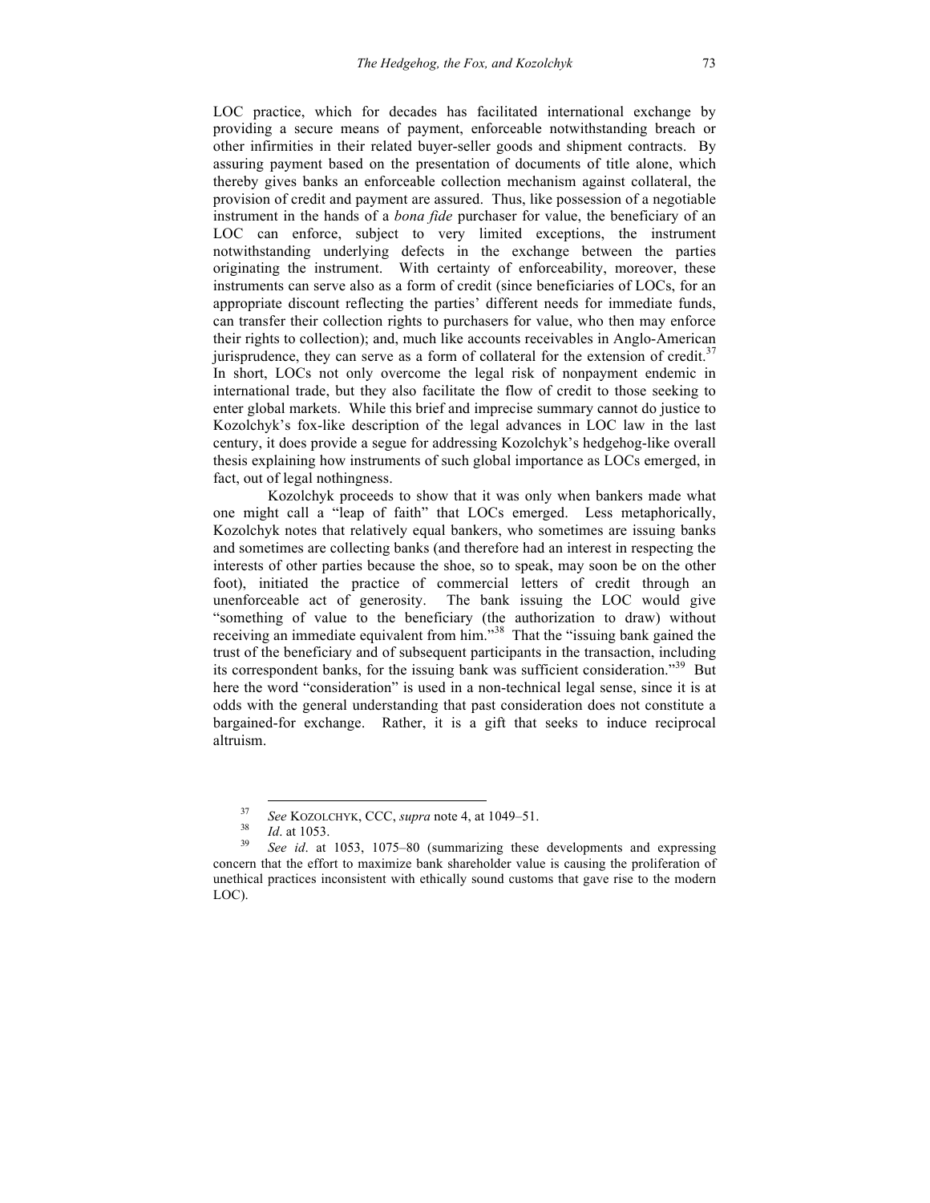LOC practice, which for decades has facilitated international exchange by providing a secure means of payment, enforceable notwithstanding breach or other infirmities in their related buyer-seller goods and shipment contracts. By assuring payment based on the presentation of documents of title alone, which thereby gives banks an enforceable collection mechanism against collateral, the provision of credit and payment are assured. Thus, like possession of a negotiable instrument in the hands of a *bona fide* purchaser for value, the beneficiary of an LOC can enforce, subject to very limited exceptions, the instrument notwithstanding underlying defects in the exchange between the parties originating the instrument. With certainty of enforceability, moreover, these instruments can serve also as a form of credit (since beneficiaries of LOCs, for an appropriate discount reflecting the parties' different needs for immediate funds, can transfer their collection rights to purchasers for value, who then may enforce their rights to collection); and, much like accounts receivables in Anglo-American jurisprudence, they can serve as a form of collateral for the extension of credit.[37] In short, LOCs not only overcome the legal risk of nonpayment endemic in international trade, but they also facilitate the flow of credit to those seeking to enter global markets. While this brief and imprecise summary cannot do justice to Kozolchyk's fox-like description of the legal advances in LOC law in the last century, it does provide a segue for addressing Kozolchyk's hedgehog-like overall thesis explaining how instruments of such global importance as LOCs emerged, in fact, out of legal nothingness.

Kozolchyk proceeds to show that it was only when bankers made what one might call a "leap of faith" that LOCs emerged. Less metaphorically, Kozolchyk notes that relatively equal bankers, who sometimes are issuing banks and sometimes are collecting banks (and therefore had an interest in respecting the interests of other parties because the shoe, so to speak, may soon be on the other foot), initiated the practice of commercial letters of credit through an unenforceable act of generosity. The bank issuing the LOC would give "something of value to the beneficiary (the authorization to draw) without receiving an immediate equivalent from him."[38] That the "issuing bank gained the trust of the beneficiary and of subsequent participants in the transaction, including its correspondent banks, for the issuing bank was sufficient consideration."[39] But here the word "consideration" is used in a non-technical legal sense, since it is at odds with the general understanding that past consideration does not constitute a bargained-for exchange. Rather, it is a gift that seeks to induce reciprocal altruism.

---

[37] *See* KOZOLCHYK, CCC, *supra* note 4, at 1049–51.

[38] *Id*. at 1053.

[39] *See id*. at 1053, 1075–80 (summarizing these developments and expressing concern that the effort to maximize bank shareholder value is causing the proliferation of unethical practices inconsistent with ethically sound customs that gave rise to the modern LOC).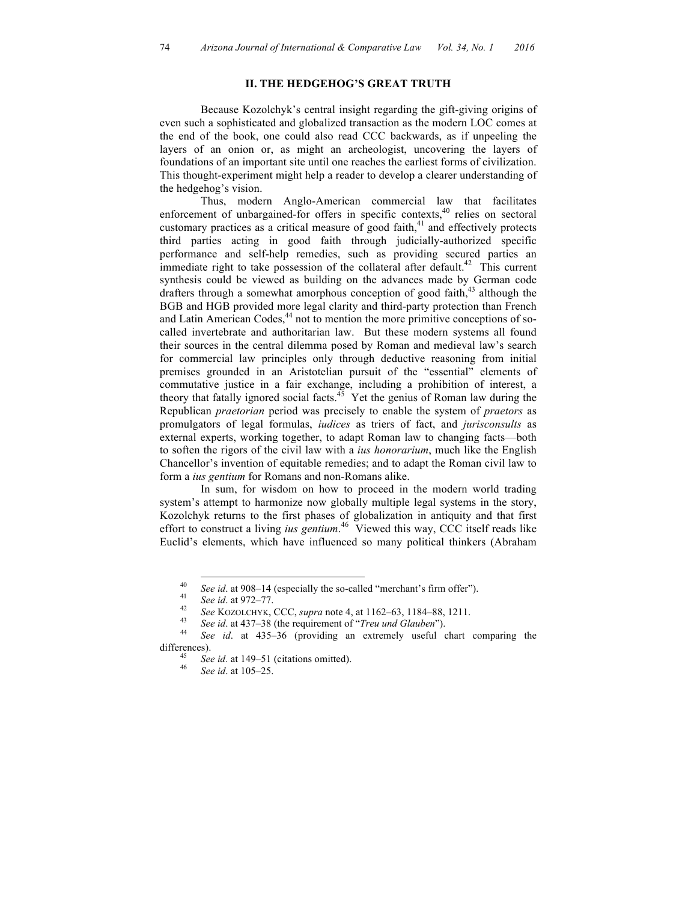## II. THE HEDGEHOG'S GREAT TRUTH

Because Kozolchyk's central insight regarding the gift-giving origins of even such a sophisticated and globalized transaction as the modern LOC comes at the end of the book, one could also read CCC backwards, as if unpeeling the layers of an onion or, as might an archeologist, uncovering the layers of foundations of an important site until one reaches the earliest forms of civilization. This thought-experiment might help a reader to develop a clearer understanding of the hedgehog's vision.

Thus, modern Anglo-American commercial law that facilitates enforcement of unbargained-for offers in specific contexts,[40] relies on sectoral customary practices as a critical measure of good faith,[41] and effectively protects third parties acting in good faith through judicially-authorized specific performance and self-help remedies, such as providing secured parties an immediate right to take possession of the collateral after default.[42] This current synthesis could be viewed as building on the advances made by German code drafters through a somewhat amorphous conception of good faith,[43] although the BGB and HGB provided more legal clarity and third-party protection than French and Latin American Codes,[44] not to mention the more primitive conceptions of so-called invertebrate and authoritarian law. But these modern systems all found their sources in the central dilemma posed by Roman and medieval law's search for commercial law principles only through deductive reasoning from initial premises grounded in an Aristotelian pursuit of the "essential" elements of commutative justice in a fair exchange, including a prohibition of interest, a theory that fatally ignored social facts.[45] Yet the genius of Roman law during the Republican *praetorian* period was precisely to enable the system of *praetors* as promulgators of legal formulas, *iudices* as triers of fact, and *jurisconsults* as external experts, working together, to adapt Roman law to changing facts—both to soften the rigors of the civil law with a *ius honorarium*, much like the English Chancellor's invention of equitable remedies; and to adapt the Roman civil law to form a *ius gentium* for Romans and non-Romans alike.

In sum, for wisdom on how to proceed in the modern world trading system's attempt to harmonize now globally multiple legal systems in the story, Kozolchyk returns to the first phases of globalization in antiquity and that first effort to construct a living *ius gentium*.[46] Viewed this way, CCC itself reads like Euclid's elements, which have influenced so many political thinkers (Abraham

---

[40] *See id*. at 908–14 (especially the so-called "merchant's firm offer").

[41] *See id*. at 972–77.

[42] *See* KOZOLCHYK, CCC, *supra* note 4, at 1162–63, 1184–88, 1211.

[43] *See id*. at 437–38 (the requirement of "*Treu und Glauben*").

[44] *See id*. at 435–36 (providing an extremely useful chart comparing the differences).

[45] *See id.* at 149–51 (citations omitted).

[46] *See id*. at 105–25.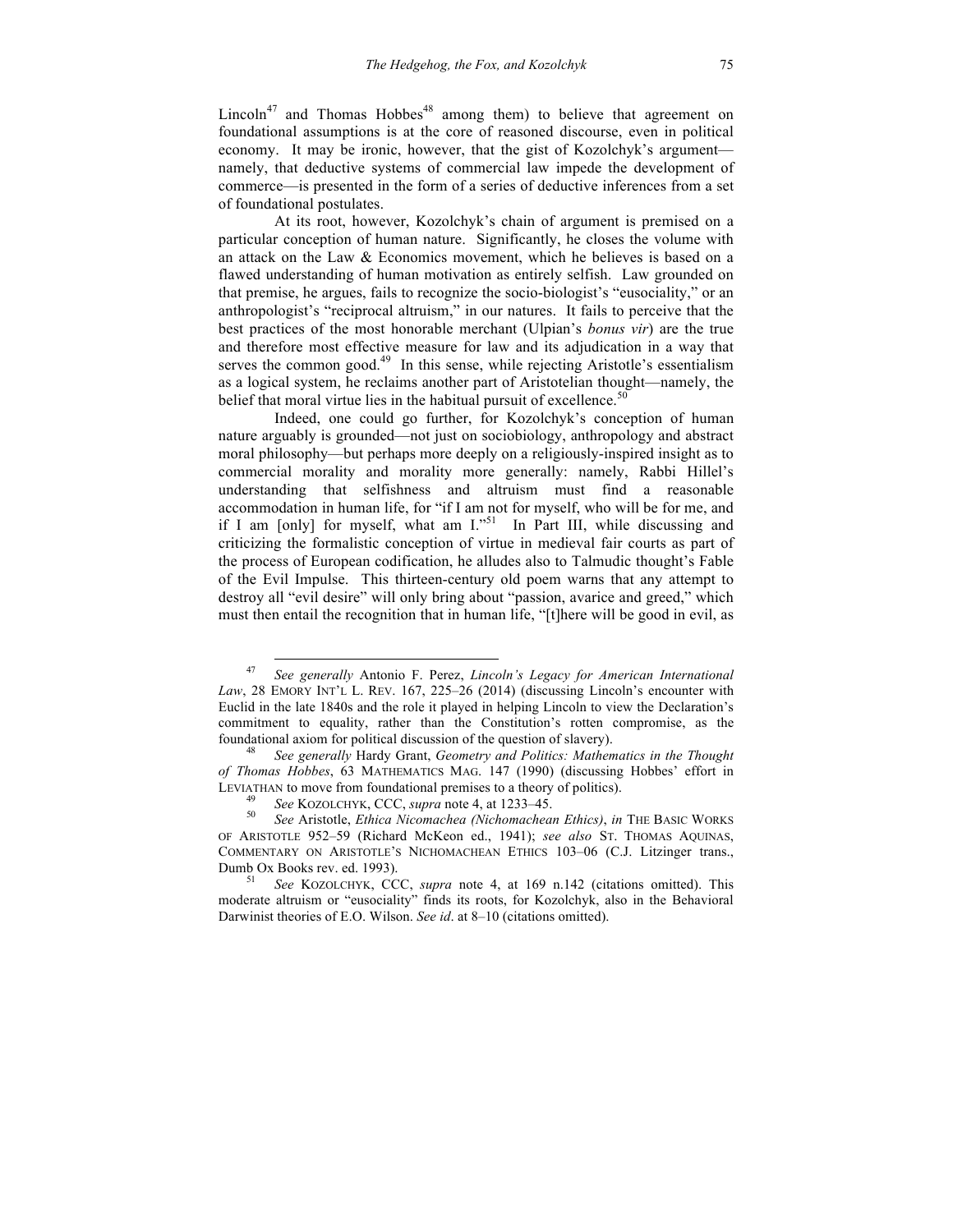Lincoln[47] and Thomas Hobbes[48] among them) to believe that agreement on foundational assumptions is at the core of reasoned discourse, even in political economy. It may be ironic, however, that the gist of Kozolchyk's argument—namely, that deductive systems of commercial law impede the development of commerce—is presented in the form of a series of deductive inferences from a set of foundational postulates.

At its root, however, Kozolchyk's chain of argument is premised on a particular conception of human nature. Significantly, he closes the volume with an attack on the Law & Economics movement, which he believes is based on a flawed understanding of human motivation as entirely selfish. Law grounded on that premise, he argues, fails to recognize the socio-biologist's "eusociality," or an anthropologist's "reciprocal altruism," in our natures. It fails to perceive that the best practices of the most honorable merchant (Ulpian's *bonus vir*) are the true and therefore most effective measure for law and its adjudication in a way that serves the common good.[49] In this sense, while rejecting Aristotle's essentialism as a logical system, he reclaims another part of Aristotelian thought—namely, the belief that moral virtue lies in the habitual pursuit of excellence.[50]

Indeed, one could go further, for Kozolchyk's conception of human nature arguably is grounded—not just on sociobiology, anthropology and abstract moral philosophy—but perhaps more deeply on a religiously-inspired insight as to commercial morality and morality more generally: namely, Rabbi Hillel's understanding that selfishness and altruism must find a reasonable accommodation in human life, for "if I am not for myself, who will be for me, and if I am [only] for myself, what am I."[51] In Part III, while discussing and criticizing the formalistic conception of virtue in medieval fair courts as part of the process of European codification, he alludes also to Talmudic thought's Fable of the Evil Impulse. This thirteen-century old poem warns that any attempt to destroy all "evil desire" will only bring about "passion, avarice and greed," which must then entail the recognition that in human life, "[t]here will be good in evil, as

---

[47] *See generally* Antonio F. Perez, *Lincoln's Legacy for American International Law*, 28 EMORY INT'L L. REV. 167, 225–26 (2014) (discussing Lincoln's encounter with Euclid in the late 1840s and the role it played in helping Lincoln to view the Declaration's commitment to equality, rather than the Constitution's rotten compromise, as the foundational axiom for political discussion of the question of slavery).

[48] *See generally* Hardy Grant, *Geometry and Politics: Mathematics in the Thought of Thomas Hobbes*, 63 MATHEMATICS MAG. 147 (1990) (discussing Hobbes' effort in LEVIATHAN to move from foundational premises to a theory of politics).

[49] *See* KOZOLCHYK, CCC, *supra* note 4, at 1233–45.

[50] *See* Aristotle, *Ethica Nicomachea (Nichomachean Ethics)*, *in* THE BASIC WORKS OF ARISTOTLE 952–59 (Richard McKeon ed., 1941); *see also* ST. THOMAS AQUINAS, COMMENTARY ON ARISTOTLE'S NICHOMACHEAN ETHICS 103–06 (C.J. Litzinger trans., Dumb Ox Books rev. ed. 1993).

[51] *See* KOZOLCHYK, CCC, *supra* note 4, at 169 n.142 (citations omitted). This moderate altruism or "eusociality" finds its roots, for Kozolchyk, also in the Behavioral Darwinist theories of E.O. Wilson. *See id*. at 8–10 (citations omitted).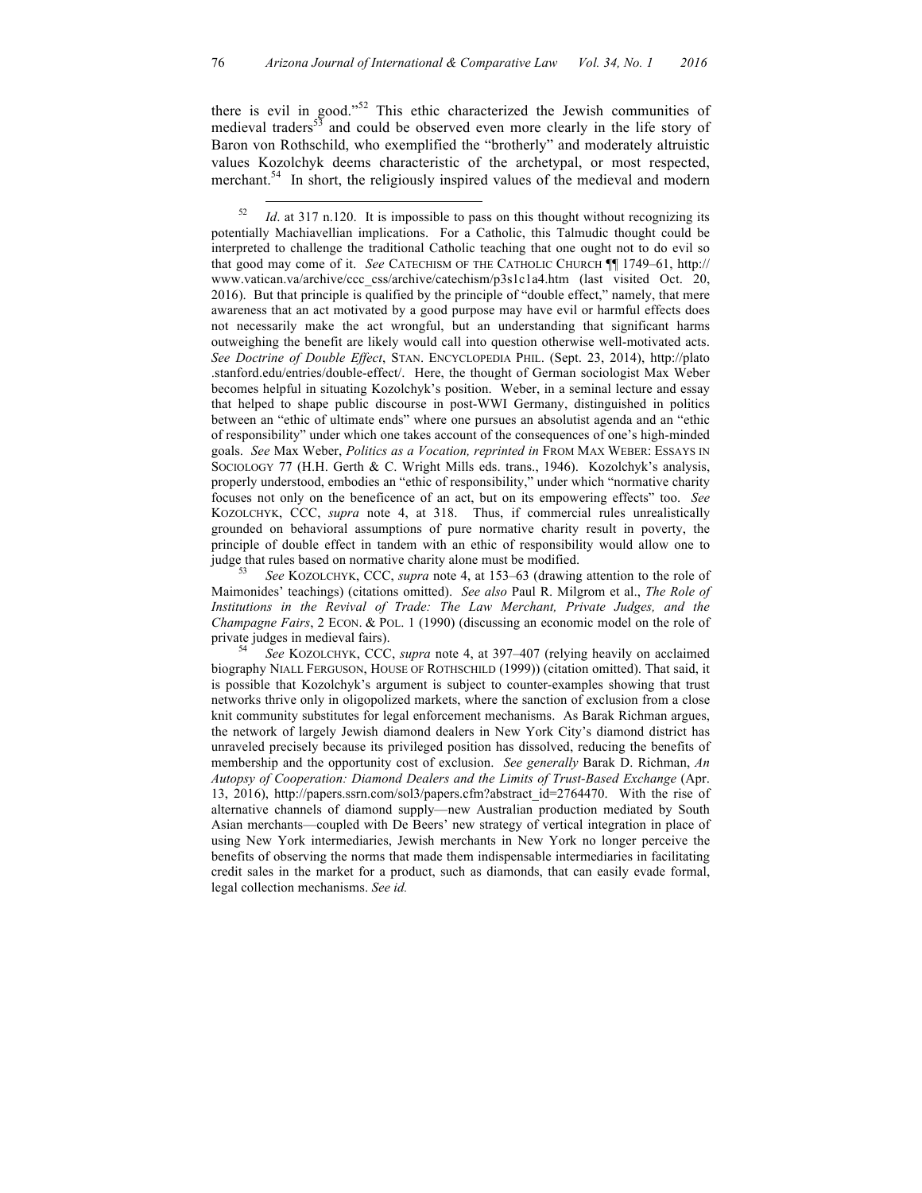there is evil in good."[52] This ethic characterized the Jewish communities of medieval traders[53] and could be observed even more clearly in the life story of Baron von Rothschild, who exemplified the "brotherly" and moderately altruistic values Kozolchyk deems characteristic of the archetypal, or most respected, merchant.[54] In short, the religiously inspired values of the medieval and modern

---

[52] *Id*. at 317 n.120. It is impossible to pass on this thought without recognizing its potentially Machiavellian implications. For a Catholic, this Talmudic thought could be interpreted to challenge the traditional Catholic teaching that one ought not to do evil so that good may come of it. *See* CATECHISM OF THE CATHOLIC CHURCH ¶¶ 1749–61, http://www.vatican.va/archive/ccc_css/archive/catechism/p3s1c1a4.htm (last visited Oct. 20, 2016). But that principle is qualified by the principle of "double effect," namely, that mere awareness that an act motivated by a good purpose may have evil or harmful effects does not necessarily make the act wrongful, but an understanding that significant harms outweighing the benefit are likely would call into question otherwise well-motivated acts. *See Doctrine of Double Effect*, STAN. ENCYCLOPEDIA PHIL. (Sept. 23, 2014), http://plato.stanford.edu/entries/double-effect/. Here, the thought of German sociologist Max Weber becomes helpful in situating Kozolchyk's position. Weber, in a seminal lecture and essay that helped to shape public discourse in post-WWI Germany, distinguished in politics between an "ethic of ultimate ends" where one pursues an absolutist agenda and an "ethic of responsibility" under which one takes account of the consequences of one's high-minded goals. *See* Max Weber, *Politics as a Vocation, reprinted in* FROM MAX WEBER: ESSAYS IN SOCIOLOGY 77 (H.H. Gerth & C. Wright Mills eds. trans., 1946). Kozolchyk's analysis, properly understood, embodies an "ethic of responsibility," under which "normative charity focuses not only on the beneficence of an act, but on its empowering effects" too. *See* KOZOLCHYK, CCC, *supra* note 4, at 318. Thus, if commercial rules unrealistically grounded on behavioral assumptions of pure normative charity result in poverty, the principle of double effect in tandem with an ethic of responsibility would allow one to judge that rules based on normative charity alone must be modified.

[53] *See* KOZOLCHYK, CCC, *supra* note 4, at 153–63 (drawing attention to the role of Maimonides' teachings) (citations omitted). *See also* Paul R. Milgrom et al., *The Role of Institutions in the Revival of Trade: The Law Merchant, Private Judges, and the Champagne Fairs*, 2 ECON. & POL. 1 (1990) (discussing an economic model on the role of private judges in medieval fairs).

[54] *See* KOZOLCHYK, CCC, *supra* note 4, at 397–407 (relying heavily on acclaimed biography NIALL FERGUSON, HOUSE OF ROTHSCHILD (1999)) (citation omitted). That said, it is possible that Kozolchyk's argument is subject to counter-examples showing that trust networks thrive only in oligopolized markets, where the sanction of exclusion from a close knit community substitutes for legal enforcement mechanisms. As Barak Richman argues, the network of largely Jewish diamond dealers in New York City's diamond district has unraveled precisely because its privileged position has dissolved, reducing the benefits of membership and the opportunity cost of exclusion. *See generally* Barak D. Richman, *An Autopsy of Cooperation: Diamond Dealers and the Limits of Trust-Based Exchange* (Apr. 13, 2016), http://papers.ssrn.com/sol3/papers.cfm?abstract_id=2764470. With the rise of alternative channels of diamond supply—new Australian production mediated by South Asian merchants—coupled with De Beers' new strategy of vertical integration in place of using New York intermediaries, Jewish merchants in New York no longer perceive the benefits of observing the norms that made them indispensable intermediaries in facilitating credit sales in the market for a product, such as diamonds, that can easily evade formal, legal collection mechanisms. *See id.*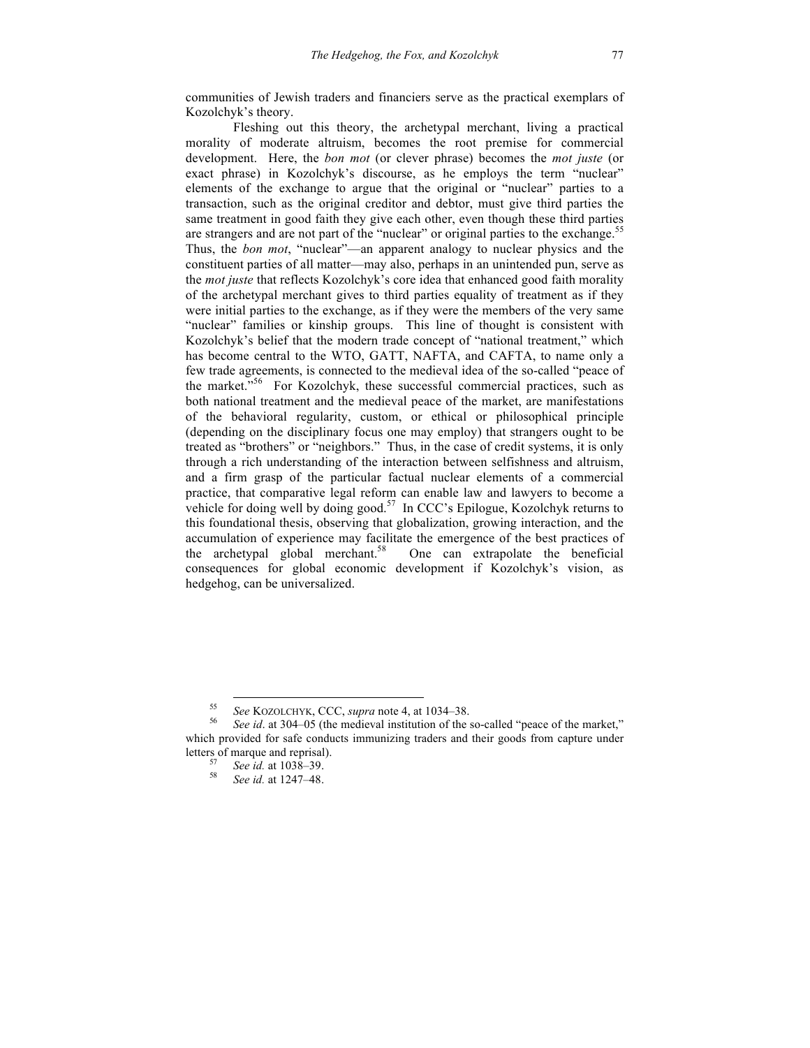communities of Jewish traders and financiers serve as the practical exemplars of Kozolchyk's theory.

Fleshing out this theory, the archetypal merchant, living a practical morality of moderate altruism, becomes the root premise for commercial development. Here, the *bon mot* (or clever phrase) becomes the *mot juste* (or exact phrase) in Kozolchyk's discourse, as he employs the term "nuclear" elements of the exchange to argue that the original or "nuclear" parties to a transaction, such as the original creditor and debtor, must give third parties the same treatment in good faith they give each other, even though these third parties are strangers and are not part of the "nuclear" or original parties to the exchange.[55] Thus, the *bon mot*, "nuclear"—an apparent analogy to nuclear physics and the constituent parties of all matter—may also, perhaps in an unintended pun, serve as the *mot juste* that reflects Kozolchyk's core idea that enhanced good faith morality of the archetypal merchant gives to third parties equality of treatment as if they were initial parties to the exchange, as if they were the members of the very same "nuclear" families or kinship groups. This line of thought is consistent with Kozolchyk's belief that the modern trade concept of "national treatment," which has become central to the WTO, GATT, NAFTA, and CAFTA, to name only a few trade agreements, is connected to the medieval idea of the so-called "peace of the market."[56] For Kozolchyk, these successful commercial practices, such as both national treatment and the medieval peace of the market, are manifestations of the behavioral regularity, custom, or ethical or philosophical principle (depending on the disciplinary focus one may employ) that strangers ought to be treated as "brothers" or "neighbors." Thus, in the case of credit systems, it is only through a rich understanding of the interaction between selfishness and altruism, and a firm grasp of the particular factual nuclear elements of a commercial practice, that comparative legal reform can enable law and lawyers to become a vehicle for doing well by doing good.[57] In CCC's Epilogue, Kozolchyk returns to this foundational thesis, observing that globalization, growing interaction, and the accumulation of experience may facilitate the emergence of the best practices of the archetypal global merchant.[58] One can extrapolate the beneficial consequences for global economic development if Kozolchyk's vision, as hedgehog, can be universalized.

---

[55] *See* KOZOLCHYK, CCC, *supra* note 4, at 1034–38.

[56] *See id*. at 304–05 (the medieval institution of the so-called "peace of the market," which provided for safe conducts immunizing traders and their goods from capture under letters of marque and reprisal).

[57] *See id.* at 1038–39.

[58] *See id.* at 1247–48.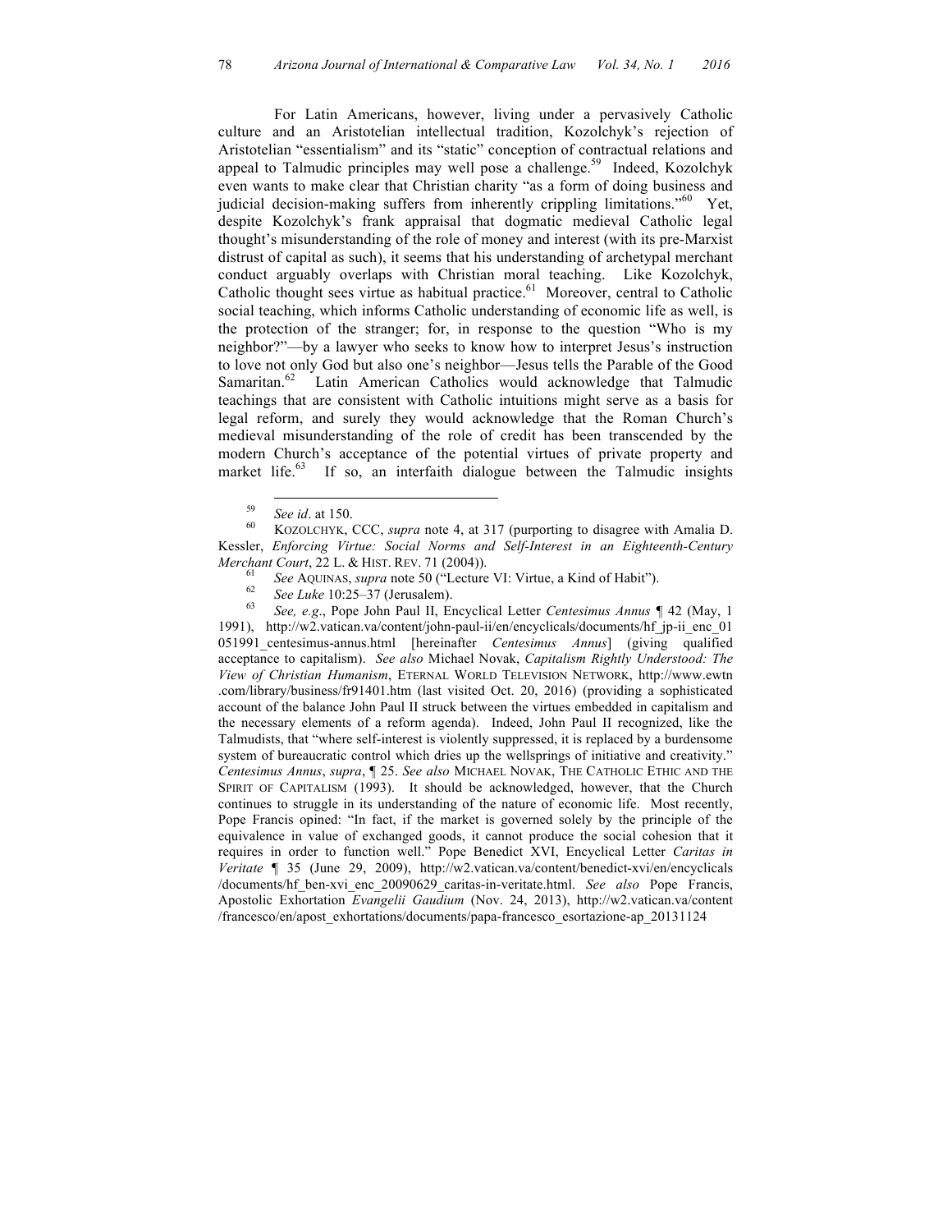For Latin Americans, however, living under a pervasively Catholic culture and an Aristotelian intellectual tradition, Kozolchyk's rejection of Aristotelian "essentialism" and its "static" conception of contractual relations and appeal to Talmudic principles may well pose a challenge.[59] Indeed, Kozolchyk even wants to make clear that Christian charity "as a form of doing business and judicial decision-making suffers from inherently crippling limitations."[60] Yet, despite Kozolchyk's frank appraisal that dogmatic medieval Catholic legal thought's misunderstanding of the role of money and interest (with its pre-Marxist distrust of capital as such), it seems that his understanding of archetypal merchant conduct arguably overlaps with Christian moral teaching. Like Kozolchyk, Catholic thought sees virtue as habitual practice.[61] Moreover, central to Catholic social teaching, which informs Catholic understanding of economic life as well, is the protection of the stranger; for, in response to the question "Who is my neighbor?"—by a lawyer who seeks to know how to interpret Jesus's instruction to love not only God but also one's neighbor—Jesus tells the Parable of the Good Samaritan.[62] Latin American Catholics would acknowledge that Talmudic teachings that are consistent with Catholic intuitions might serve as a basis for legal reform, and surely they would acknowledge that the Roman Church's medieval misunderstanding of the role of credit has been transcended by the modern Church's acceptance of the potential virtues of private property and market life.[63] If so, an interfaith dialogue between the Talmudic insights

---

[59] *See id*. at 150.

[60] KOZOLCHYK, CCC, *supra* note 4, at 317 (purporting to disagree with Amalia D. Kessler, *Enforcing Virtue: Social Norms and Self-Interest in an Eighteenth-Century Merchant Court*, 22 L. & HIST. REV. 71 (2004)).

[61] *See* AQUINAS, *supra* note 50 ("Lecture VI: Virtue, a Kind of Habit").

[62] *See Luke* 10:25–37 (Jerusalem).

[63] *See, e.g*., Pope John Paul II, Encyclical Letter *Centesimus Annus* ¶ 42 (May, 1 1991), http://w2.vatican.va/content/john-paul-ii/en/encyclicals/documents/hf_jp-ii_enc_01 051991_centesimus-annus.html [hereinafter *Centesimus Annus*] (giving qualified acceptance to capitalism). *See also* Michael Novak, *Capitalism Rightly Understood: The View of Christian Humanism*, ETERNAL WORLD TELEVISION NETWORK, http://www.ewtn .com/library/business/fr91401.htm (last visited Oct. 20, 2016) (providing a sophisticated account of the balance John Paul II struck between the virtues embedded in capitalism and the necessary elements of a reform agenda). Indeed, John Paul II recognized, like the Talmudists, that "where self-interest is violently suppressed, it is replaced by a burdensome system of bureaucratic control which dries up the wellsprings of initiative and creativity." *Centesimus Annus*, *supra*, ¶ 25. *See also* MICHAEL NOVAK, THE CATHOLIC ETHIC AND THE SPIRIT OF CAPITALISM (1993). It should be acknowledged, however, that the Church continues to struggle in its understanding of the nature of economic life. Most recently, Pope Francis opined: "In fact, if the market is governed solely by the principle of the equivalence in value of exchanged goods, it cannot produce the social cohesion that it requires in order to function well." Pope Benedict XVI, Encyclical Letter *Caritas in Veritate* ¶ 35 (June 29, 2009), http://w2.vatican.va/content/benedict-xvi/en/encyclicals /documents/hf_ben-xvi_enc_20090629_caritas-in-veritate.html. *See also* Pope Francis, Apostolic Exhortation *Evangelii Gaudium* (Nov. 24, 2013), http://w2.vatican.va/content /francesco/en/apost_exhortations/documents/papa-francesco_esortazione-ap_20131124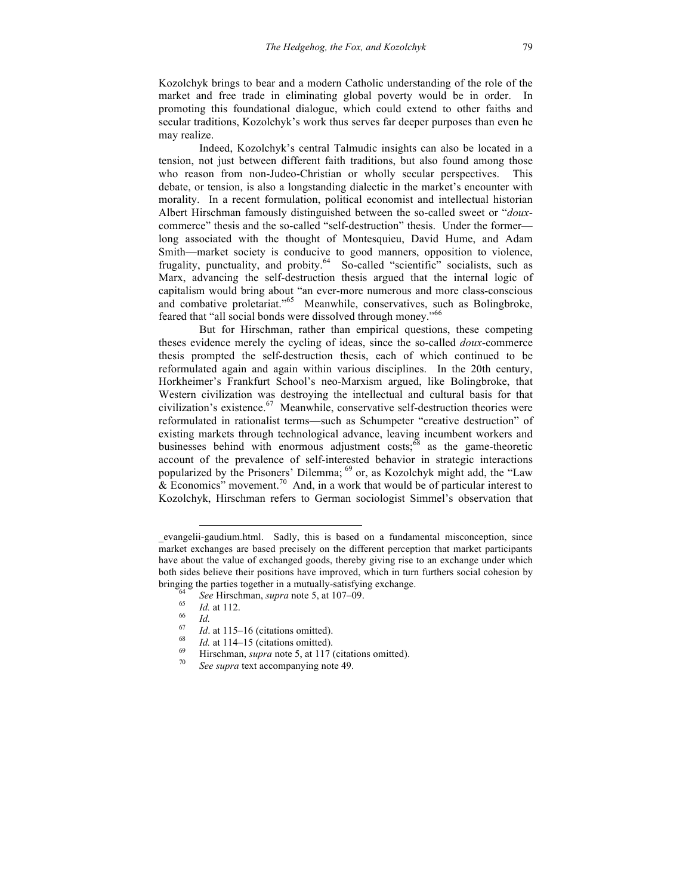Kozolchyk brings to bear and a modern Catholic understanding of the role of the market and free trade in eliminating global poverty would be in order. In promoting this foundational dialogue, which could extend to other faiths and secular traditions, Kozolchyk's work thus serves far deeper purposes than even he may realize.

Indeed, Kozolchyk's central Talmudic insights can also be located in a tension, not just between different faith traditions, but also found among those who reason from non-Judeo-Christian or wholly secular perspectives. This debate, or tension, is also a longstanding dialectic in the market's encounter with morality. In a recent formulation, political economist and intellectual historian Albert Hirschman famously distinguished between the so-called sweet or "*doux*-commerce" thesis and the so-called "self-destruction" thesis. Under the former—long associated with the thought of Montesquieu, David Hume, and Adam Smith—market society is conducive to good manners, opposition to violence, frugality, punctuality, and probity.[64] So-called "scientific" socialists, such as Marx, advancing the self-destruction thesis argued that the internal logic of capitalism would bring about "an ever-more numerous and more class-conscious and combative proletariat."[65] Meanwhile, conservatives, such as Bolingbroke, feared that "all social bonds were dissolved through money."[66]

But for Hirschman, rather than empirical questions, these competing theses evidence merely the cycling of ideas, since the so-called *doux*-commerce thesis prompted the self-destruction thesis, each of which continued to be reformulated again and again within various disciplines. In the 20th century, Horkheimer's Frankfurt School's neo-Marxism argued, like Bolingbroke, that Western civilization was destroying the intellectual and cultural basis for that civilization's existence.[67] Meanwhile, conservative self-destruction theories were reformulated in rationalist terms—such as Schumpeter "creative destruction" of existing markets through technological advance, leaving incumbent workers and businesses behind with enormous adjustment costs;[68] as the game-theoretic account of the prevalence of self-interested behavior in strategic interactions popularized by the Prisoners' Dilemma; [69] or, as Kozolchyk might add, the "Law & Economics" movement.[70] And, in a work that would be of particular interest to Kozolchyk, Hirschman refers to German sociologist Simmel's observation that

---

_evangelii-gaudium.html. Sadly, this is based on a fundamental misconception, since market exchanges are based precisely on the different perception that market participants have about the value of exchanged goods, thereby giving rise to an exchange under which both sides believe their positions have improved, which in turn furthers social cohesion by bringing the parties together in a mutually-satisfying exchange.

[64] *See* Hirschman, *supra* note 5, at 107–09.

[65] *Id.* at 112.

[66] *Id.*

[67] *Id*. at 115–16 (citations omitted).

[68] *Id.* at 114–15 (citations omitted).

[69] Hirschman, *supra* note 5, at 117 (citations omitted).

[70] *See supra* text accompanying note 49.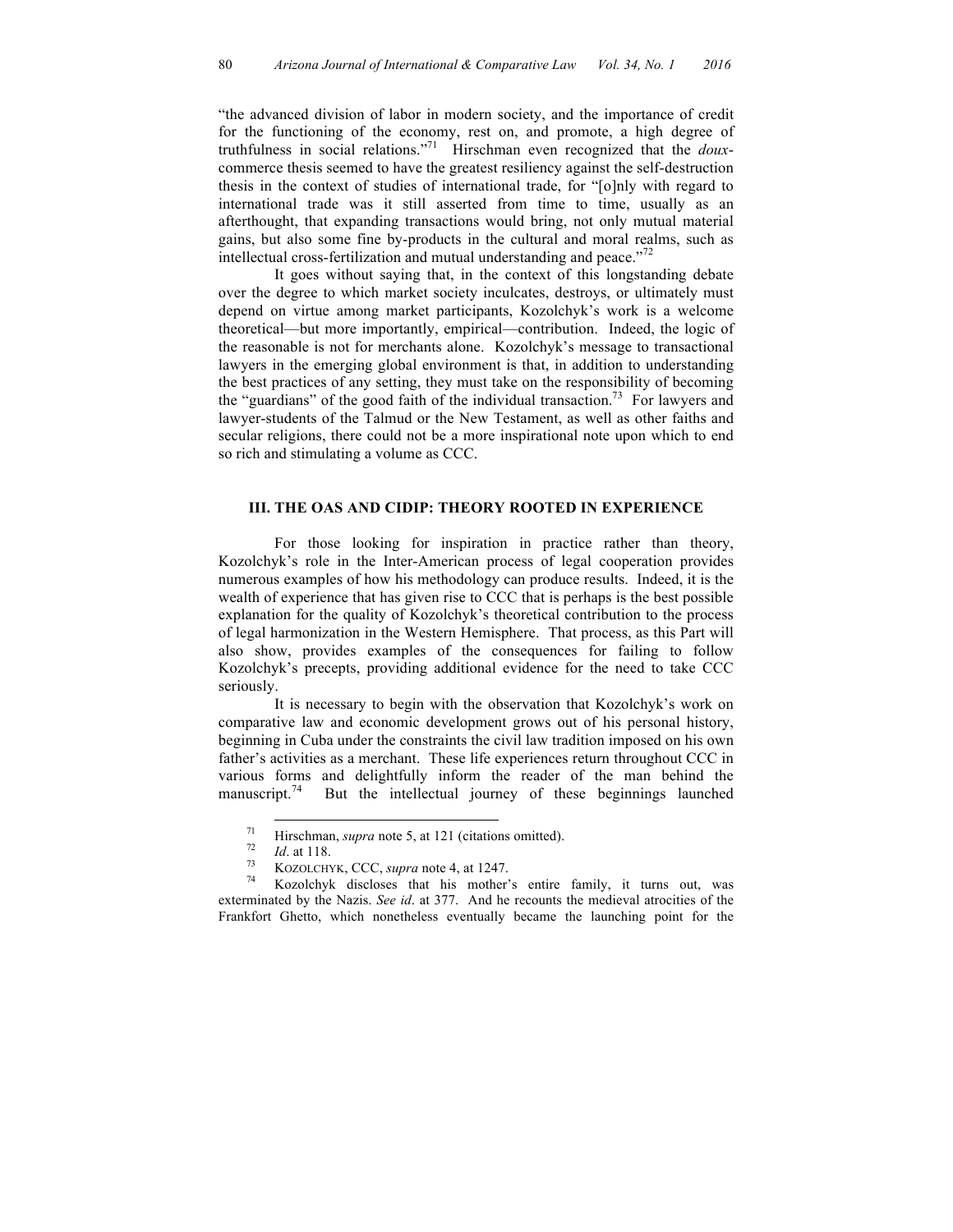"the advanced division of labor in modern society, and the importance of credit for the functioning of the economy, rest on, and promote, a high degree of truthfulness in social relations."[71] Hirschman even recognized that the *doux*-commerce thesis seemed to have the greatest resiliency against the self-destruction thesis in the context of studies of international trade, for "[o]nly with regard to international trade was it still asserted from time to time, usually as an afterthought, that expanding transactions would bring, not only mutual material gains, but also some fine by-products in the cultural and moral realms, such as intellectual cross-fertilization and mutual understanding and peace."[72]

It goes without saying that, in the context of this longstanding debate over the degree to which market society inculcates, destroys, or ultimately must depend on virtue among market participants, Kozolchyk's work is a welcome theoretical—but more importantly, empirical—contribution. Indeed, the logic of the reasonable is not for merchants alone. Kozolchyk's message to transactional lawyers in the emerging global environment is that, in addition to understanding the best practices of any setting, they must take on the responsibility of becoming the "guardians" of the good faith of the individual transaction.[73] For lawyers and lawyer-students of the Talmud or the New Testament, as well as other faiths and secular religions, there could not be a more inspirational note upon which to end so rich and stimulating a volume as CCC.

## III. THE OAS AND CIDIP: THEORY ROOTED IN EXPERIENCE

For those looking for inspiration in practice rather than theory, Kozolchyk's role in the Inter-American process of legal cooperation provides numerous examples of how his methodology can produce results. Indeed, it is the wealth of experience that has given rise to CCC that is perhaps is the best possible explanation for the quality of Kozolchyk's theoretical contribution to the process of legal harmonization in the Western Hemisphere. That process, as this Part will also show, provides examples of the consequences for failing to follow Kozolchyk's precepts, providing additional evidence for the need to take CCC seriously.

It is necessary to begin with the observation that Kozolchyk's work on comparative law and economic development grows out of his personal history, beginning in Cuba under the constraints the civil law tradition imposed on his own father's activities as a merchant. These life experiences return throughout CCC in various forms and delightfully inform the reader of the man behind the manuscript.[74] But the intellectual journey of these beginnings launched

---

[71] Hirschman, *supra* note 5, at 121 (citations omitted).

[72] *Id*. at 118.

[73] KOZOLCHYK, CCC, *supra* note 4, at 1247.

[74] Kozolchyk discloses that his mother's entire family, it turns out, was exterminated by the Nazis. *See id*. at 377. And he recounts the medieval atrocities of the Frankfort Ghetto, which nonetheless eventually became the launching point for the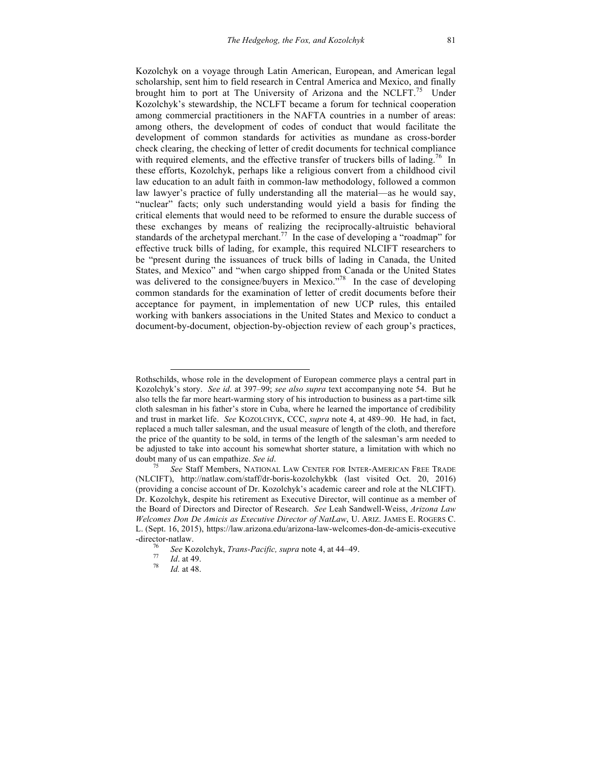Kozolchyk on a voyage through Latin American, European, and American legal scholarship, sent him to field research in Central America and Mexico, and finally brought him to port at The University of Arizona and the NCLFT.[75] Under Kozolchyk's stewardship, the NCLFT became a forum for technical cooperation among commercial practitioners in the NAFTA countries in a number of areas: among others, the development of codes of conduct that would facilitate the development of common standards for activities as mundane as cross-border check clearing, the checking of letter of credit documents for technical compliance with required elements, and the effective transfer of truckers bills of lading.[76] In these efforts, Kozolchyk, perhaps like a religious convert from a childhood civil law education to an adult faith in common-law methodology, followed a common law lawyer's practice of fully understanding all the material—as he would say, "nuclear" facts; only such understanding would yield a basis for finding the critical elements that would need to be reformed to ensure the durable success of these exchanges by means of realizing the reciprocally-altruistic behavioral standards of the archetypal merchant.[77] In the case of developing a "roadmap" for effective truck bills of lading, for example, this required NLCIFT researchers to be "present during the issuances of truck bills of lading in Canada, the United States, and Mexico" and "when cargo shipped from Canada or the United States was delivered to the consignee/buyers in Mexico."[78] In the case of developing common standards for the examination of letter of credit documents before their acceptance for payment, in implementation of new UCP rules, this entailed working with bankers associations in the United States and Mexico to conduct a document-by-document, objection-by-objection review of each group's practices,

---

Rothschilds, whose role in the development of European commerce plays a central part in Kozolchyk's story. *See id*. at 397–99; *see also supra* text accompanying note 54. But he also tells the far more heart-warming story of his introduction to business as a part-time silk cloth salesman in his father's store in Cuba, where he learned the importance of credibility and trust in market life. *See* KOZOLCHYK, CCC, *supra* note 4, at 489–90. He had, in fact, replaced a much taller salesman, and the usual measure of length of the cloth, and therefore the price of the quantity to be sold, in terms of the length of the salesman's arm needed to be adjusted to take into account his somewhat shorter stature, a limitation with which no doubt many of us can empathize. *See id*.

[75] *See* Staff Members, NATIONAL LAW CENTER FOR INTER-AMERICAN FREE TRADE (NLCIFT), http://natlaw.com/staff/dr-boris-kozolchykbk (last visited Oct. 20, 2016) (providing a concise account of Dr. Kozolchyk's academic career and role at the NLCIFT). Dr. Kozolchyk, despite his retirement as Executive Director, will continue as a member of the Board of Directors and Director of Research. *See* Leah Sandwell-Weiss, *Arizona Law Welcomes Don De Amicis as Executive Director of NatLaw*, U. ARIZ. JAMES E. ROGERS C. L. (Sept. 16, 2015), https://law.arizona.edu/arizona-law-welcomes-don-de-amicis-executive-director-natlaw.

[76] *See* Kozolchyk, *Trans-Pacific, supra* note 4, at 44–49.

[77] *Id*. at 49.

[78] *Id.* at 48.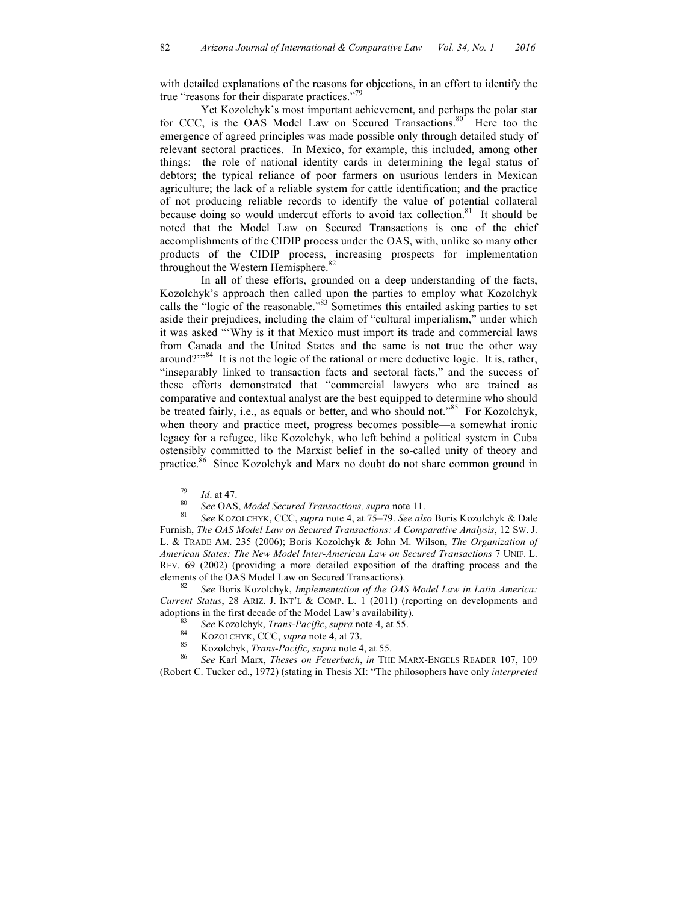with detailed explanations of the reasons for objections, in an effort to identify the true "reasons for their disparate practices."[79]

Yet Kozolchyk's most important achievement, and perhaps the polar star for CCC, is the OAS Model Law on Secured Transactions.[80] Here too the emergence of agreed principles was made possible only through detailed study of relevant sectoral practices. In Mexico, for example, this included, among other things: the role of national identity cards in determining the legal status of debtors; the typical reliance of poor farmers on usurious lenders in Mexican agriculture; the lack of a reliable system for cattle identification; and the practice of not producing reliable records to identify the value of potential collateral because doing so would undercut efforts to avoid tax collection.[81] It should be noted that the Model Law on Secured Transactions is one of the chief accomplishments of the CIDIP process under the OAS, with, unlike so many other products of the CIDIP process, increasing prospects for implementation throughout the Western Hemisphere.[82]

In all of these efforts, grounded on a deep understanding of the facts, Kozolchyk's approach then called upon the parties to employ what Kozolchyk calls the "logic of the reasonable."[83] Sometimes this entailed asking parties to set aside their prejudices, including the claim of "cultural imperialism," under which it was asked "'Why is it that Mexico must import its trade and commercial laws from Canada and the United States and the same is not true the other way around?'"[84] It is not the logic of the rational or mere deductive logic. It is, rather, "inseparably linked to transaction facts and sectoral facts," and the success of these efforts demonstrated that "commercial lawyers who are trained as comparative and contextual analyst are the best equipped to determine who should be treated fairly, i.e., as equals or better, and who should not."[85] For Kozolchyk, when theory and practice meet, progress becomes possible—a somewhat ironic legacy for a refugee, like Kozolchyk, who left behind a political system in Cuba ostensibly committed to the Marxist belief in the so-called unity of theory and practice.[86] Since Kozolchyk and Marx no doubt do not share common ground in

---

[79] *Id*. at 47.

[80] *See* OAS, *Model Secured Transactions, supra* note 11.

[81] *See* KOZOLCHYK, CCC, *supra* note 4, at 75–79. *See also* Boris Kozolchyk & Dale Furnish, *The OAS Model Law on Secured Transactions: A Comparative Analysis*, 12 SW. J. L. & TRADE AM. 235 (2006); Boris Kozolchyk & John M. Wilson, *The Organization of American States: The New Model Inter-American Law on Secured Transactions* 7 UNIF. L. REV. 69 (2002) (providing a more detailed exposition of the drafting process and the elements of the OAS Model Law on Secured Transactions).

[82] *See* Boris Kozolchyk, *Implementation of the OAS Model Law in Latin America: Current Status*, 28 ARIZ. J. INT'L & COMP. L. 1 (2011) (reporting on developments and adoptions in the first decade of the Model Law's availability).

[83] *See* Kozolchyk, *Trans-Pacific*, *supra* note 4, at 55.

[84] KOZOLCHYK, CCC, *supra* note 4, at 73.

[85] Kozolchyk, *Trans-Pacific, supra* note 4, at 55.

[86] *See* Karl Marx, *Theses on Feuerbach*, *in* THE MARX-ENGELS READER 107, 109 (Robert C. Tucker ed., 1972) (stating in Thesis XI: "The philosophers have only *interpreted*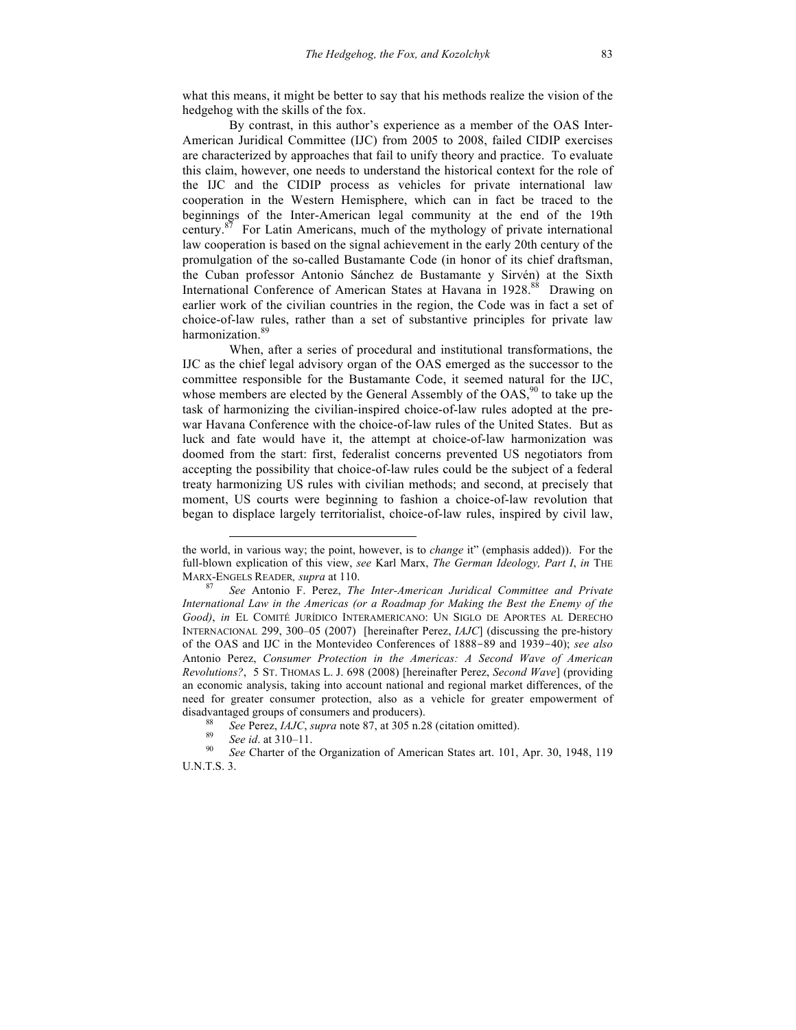what this means, it might be better to say that his methods realize the vision of the hedgehog with the skills of the fox.

By contrast, in this author's experience as a member of the OAS Inter-American Juridical Committee (IJC) from 2005 to 2008, failed CIDIP exercises are characterized by approaches that fail to unify theory and practice. To evaluate this claim, however, one needs to understand the historical context for the role of the IJC and the CIDIP process as vehicles for private international law cooperation in the Western Hemisphere, which can in fact be traced to the beginnings of the Inter-American legal community at the end of the 19th century.[87] For Latin Americans, much of the mythology of private international law cooperation is based on the signal achievement in the early 20th century of the promulgation of the so-called Bustamante Code (in honor of its chief draftsman, the Cuban professor Antonio Sánchez de Bustamante y Sirvén) at the Sixth International Conference of American States at Havana in 1928.[88] Drawing on earlier work of the civilian countries in the region, the Code was in fact a set of choice-of-law rules, rather than a set of substantive principles for private law harmonization.[89]

When, after a series of procedural and institutional transformations, the IJC as the chief legal advisory organ of the OAS emerged as the successor to the committee responsible for the Bustamante Code, it seemed natural for the IJC, whose members are elected by the General Assembly of the OAS,[90] to take up the task of harmonizing the civilian-inspired choice-of-law rules adopted at the pre-war Havana Conference with the choice-of-law rules of the United States. But as luck and fate would have it, the attempt at choice-of-law harmonization was doomed from the start: first, federalist concerns prevented US negotiators from accepting the possibility that choice-of-law rules could be the subject of a federal treaty harmonizing US rules with civilian methods; and second, at precisely that moment, US courts were beginning to fashion a choice-of-law revolution that began to displace largely territorialist, choice-of-law rules, inspired by civil law,

---

the world, in various way; the point, however, is to *change* it" (emphasis added)). For the full-blown explication of this view, *see* Karl Marx, *The German Ideology, Part I*, *in* THE MARX-ENGELS READER*, supra* at 110.

[87] *See* Antonio F. Perez, *The Inter-American Juridical Committee and Private International Law in the Americas (or a Roadmap for Making the Best the Enemy of the Good)*, *in* EL COMITÉ JURÍDICO INTERAMERICANO: UN SIGLO DE APORTES AL DERECHO INTERNACIONAL 299, 300–05 (2007) [hereinafter Perez, *IAJC*] (discussing the pre-history of the OAS and IJC in the Montevideo Conferences of 1888–89 and 1939–40); *see also* Antonio Perez, *Consumer Protection in the Americas: A Second Wave of American Revolutions?*, 5 ST. THOMAS L. J. 698 (2008) [hereinafter Perez, *Second Wave*] (providing an economic analysis, taking into account national and regional market differences, of the need for greater consumer protection, also as a vehicle for greater empowerment of disadvantaged groups of consumers and producers).

[88] *See* Perez, *IAJC*, *supra* note 87, at 305 n.28 (citation omitted).

[89] *See id*. at 310–11.

[90] *See* Charter of the Organization of American States art. 101, Apr. 30, 1948, 119 U.N.T.S. 3.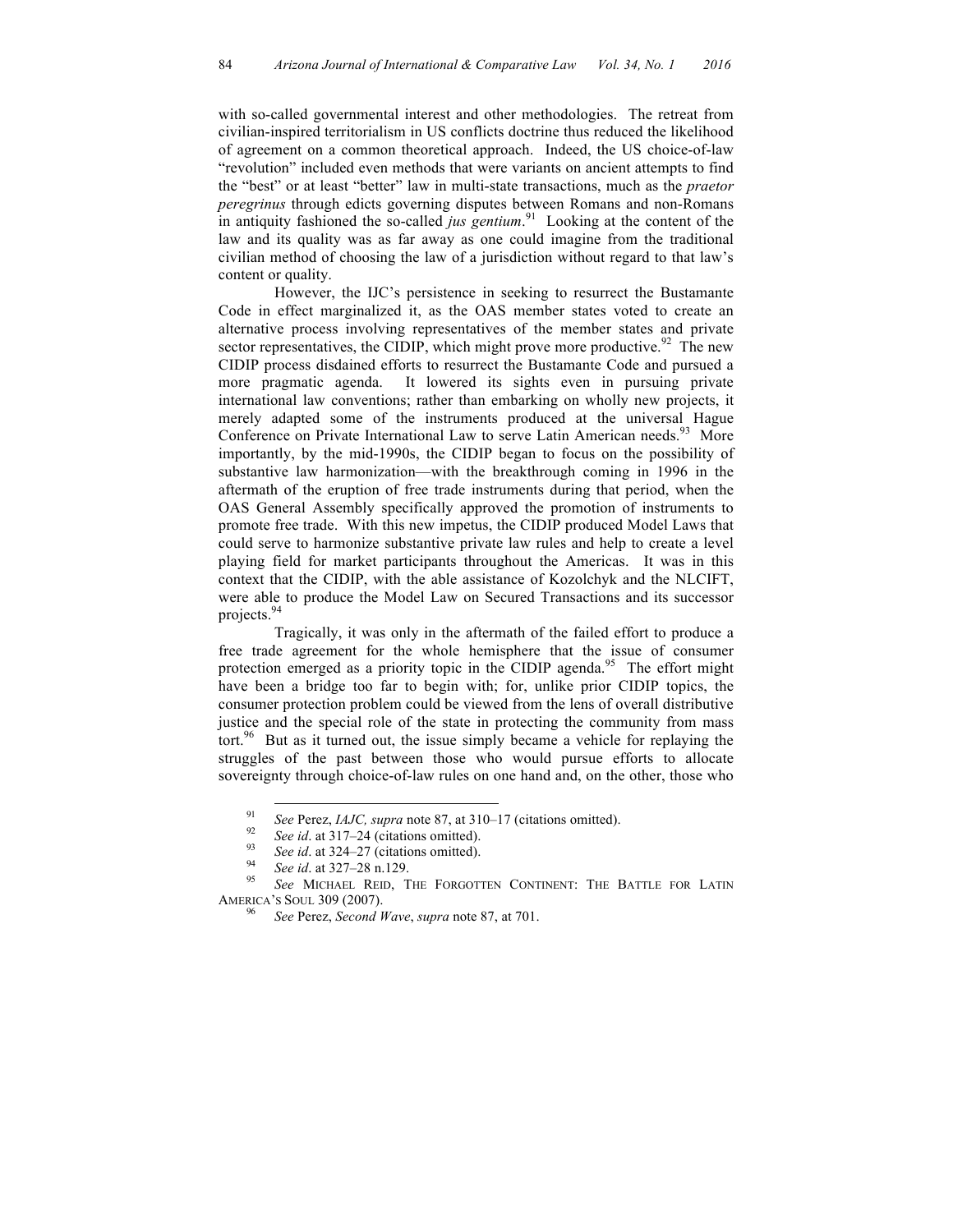with so-called governmental interest and other methodologies. The retreat from civilian-inspired territorialism in US conflicts doctrine thus reduced the likelihood of agreement on a common theoretical approach. Indeed, the US choice-of-law "revolution" included even methods that were variants on ancient attempts to find the "best" or at least "better" law in multi-state transactions, much as the *praetor peregrinus* through edicts governing disputes between Romans and non-Romans in antiquity fashioned the so-called *jus gentium*.[91] Looking at the content of the law and its quality was as far away as one could imagine from the traditional civilian method of choosing the law of a jurisdiction without regard to that law's content or quality.

However, the IJC's persistence in seeking to resurrect the Bustamante Code in effect marginalized it, as the OAS member states voted to create an alternative process involving representatives of the member states and private sector representatives, the CIDIP, which might prove more productive.[92] The new CIDIP process disdained efforts to resurrect the Bustamante Code and pursued a more pragmatic agenda. It lowered its sights even in pursuing private international law conventions; rather than embarking on wholly new projects, it merely adapted some of the instruments produced at the universal Hague Conference on Private International Law to serve Latin American needs.[93] More importantly, by the mid-1990s, the CIDIP began to focus on the possibility of substantive law harmonization—with the breakthrough coming in 1996 in the aftermath of the eruption of free trade instruments during that period, when the OAS General Assembly specifically approved the promotion of instruments to promote free trade. With this new impetus, the CIDIP produced Model Laws that could serve to harmonize substantive private law rules and help to create a level playing field for market participants throughout the Americas. It was in this context that the CIDIP, with the able assistance of Kozolchyk and the NLCIFT, were able to produce the Model Law on Secured Transactions and its successor projects.[94]

Tragically, it was only in the aftermath of the failed effort to produce a free trade agreement for the whole hemisphere that the issue of consumer protection emerged as a priority topic in the CIDIP agenda.[95] The effort might have been a bridge too far to begin with; for, unlike prior CIDIP topics, the consumer protection problem could be viewed from the lens of overall distributive justice and the special role of the state in protecting the community from mass tort.[96] But as it turned out, the issue simply became a vehicle for replaying the struggles of the past between those who would pursue efforts to allocate sovereignty through choice-of-law rules on one hand and, on the other, those who

---

[91] *See* Perez, *IAJC, supra* note 87, at 310–17 (citations omitted).

[92] *See id*. at 317–24 (citations omitted).

[93] *See id*. at 324–27 (citations omitted).

[94] *See id*. at 327–28 n.129.

[95] *See* MICHAEL REID, THE FORGOTTEN CONTINENT: THE BATTLE FOR LATIN AMERICA'S SOUL 309 (2007).

[96] *See* Perez, *Second Wave*, *supra* note 87, at 701.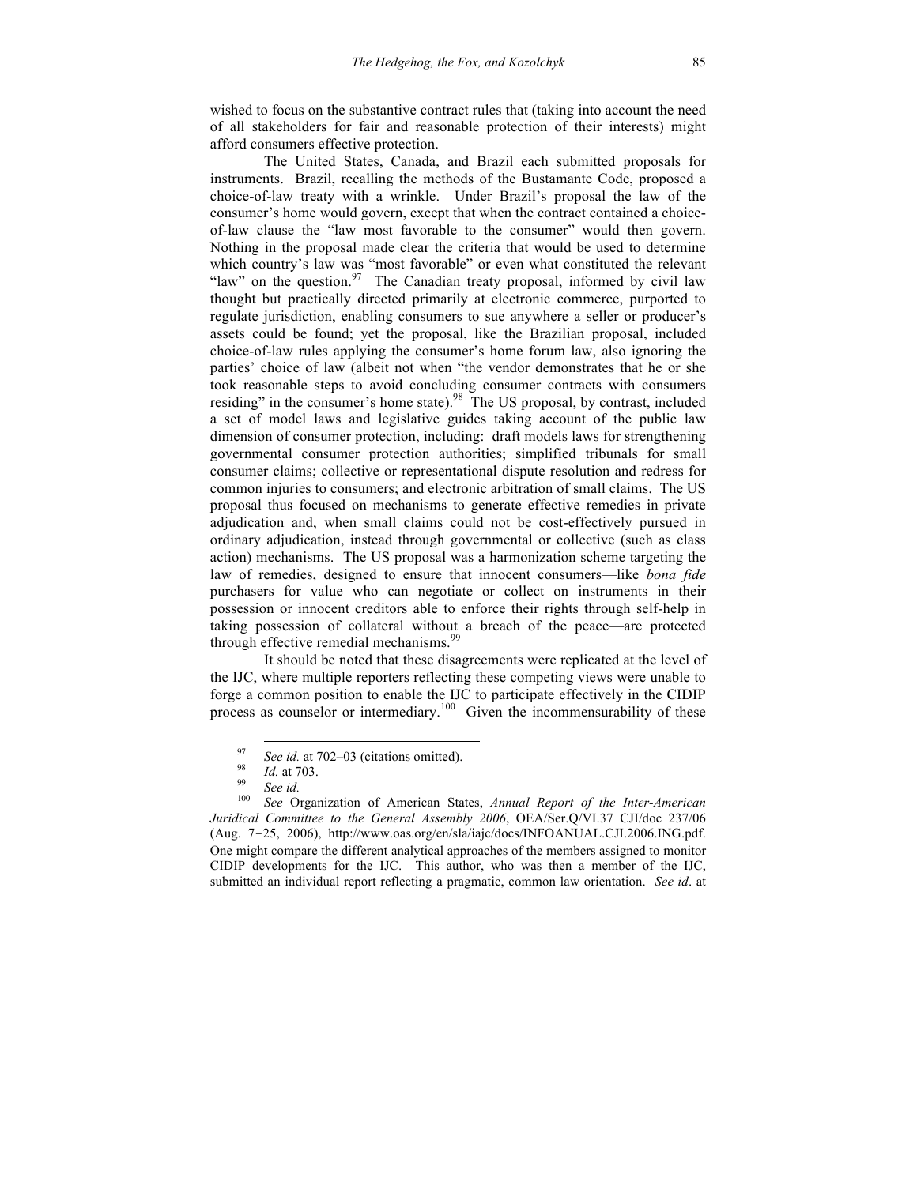wished to focus on the substantive contract rules that (taking into account the need of all stakeholders for fair and reasonable protection of their interests) might afford consumers effective protection.

The United States, Canada, and Brazil each submitted proposals for instruments. Brazil, recalling the methods of the Bustamante Code, proposed a choice-of-law treaty with a wrinkle. Under Brazil's proposal the law of the consumer's home would govern, except that when the contract contained a choice-of-law clause the "law most favorable to the consumer" would then govern. Nothing in the proposal made clear the criteria that would be used to determine which country's law was "most favorable" or even what constituted the relevant "law" on the question.[97] The Canadian treaty proposal, informed by civil law thought but practically directed primarily at electronic commerce, purported to regulate jurisdiction, enabling consumers to sue anywhere a seller or producer's assets could be found; yet the proposal, like the Brazilian proposal, included choice-of-law rules applying the consumer's home forum law, also ignoring the parties' choice of law (albeit not when "the vendor demonstrates that he or she took reasonable steps to avoid concluding consumer contracts with consumers residing" in the consumer's home state).[98] The US proposal, by contrast, included a set of model laws and legislative guides taking account of the public law dimension of consumer protection, including: draft models laws for strengthening governmental consumer protection authorities; simplified tribunals for small consumer claims; collective or representational dispute resolution and redress for common injuries to consumers; and electronic arbitration of small claims. The US proposal thus focused on mechanisms to generate effective remedies in private adjudication and, when small claims could not be cost-effectively pursued in ordinary adjudication, instead through governmental or collective (such as class action) mechanisms. The US proposal was a harmonization scheme targeting the law of remedies, designed to ensure that innocent consumers—like *bona fide* purchasers for value who can negotiate or collect on instruments in their possession or innocent creditors able to enforce their rights through self-help in taking possession of collateral without a breach of the peace—are protected through effective remedial mechanisms.[99]

It should be noted that these disagreements were replicated at the level of the IJC, where multiple reporters reflecting these competing views were unable to forge a common position to enable the IJC to participate effectively in the CIDIP process as counselor or intermediary.[100] Given the incommensurability of these

---

[97] *See id.* at 702–03 (citations omitted).

[98] *Id.* at 703.

[99] *See id.*

[100] *See* Organization of American States, *Annual Report of the Inter-American Juridical Committee to the General Assembly 2006*, OEA/Ser.Q/VI.37 CJI/doc 237/06 (Aug. 7–25, 2006), http://www.oas.org/en/sla/iajc/docs/INFOANUAL.CJI.2006.ING.pdf. One might compare the different analytical approaches of the members assigned to monitor CIDIP developments for the IJC. This author, who was then a member of the IJC, submitted an individual report reflecting a pragmatic, common law orientation. *See id*. at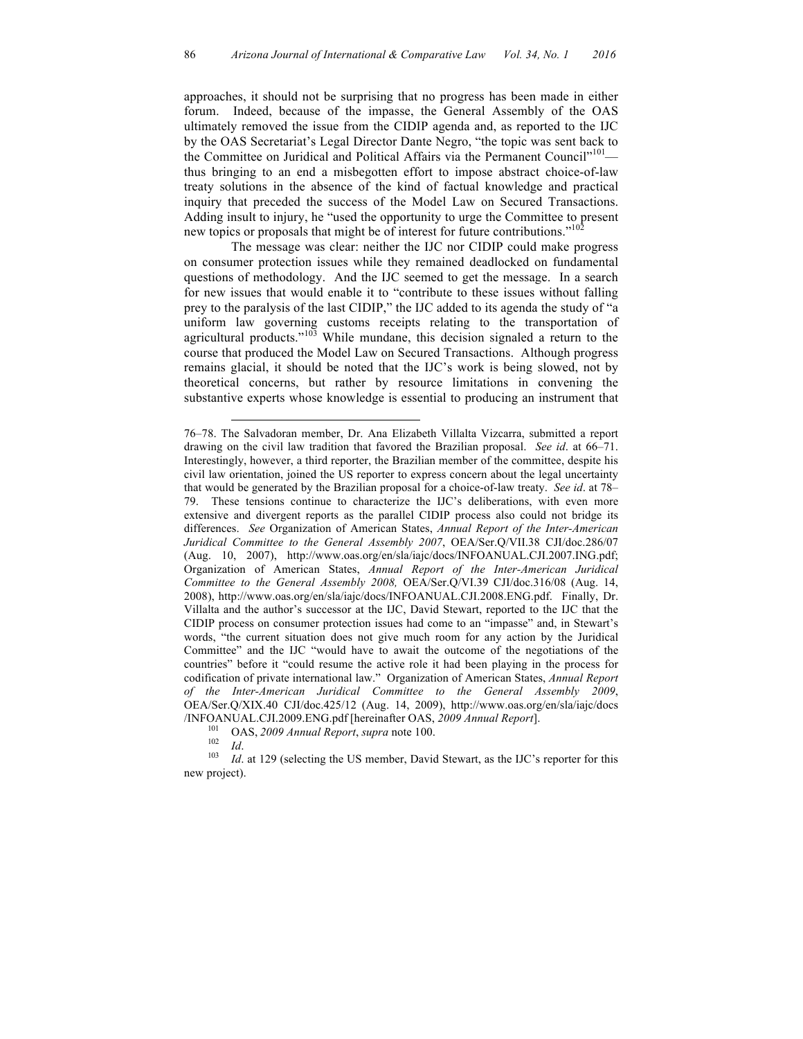approaches, it should not be surprising that no progress has been made in either forum. Indeed, because of the impasse, the General Assembly of the OAS ultimately removed the issue from the CIDIP agenda and, as reported to the IJC by the OAS Secretariat's Legal Director Dante Negro, "the topic was sent back to the Committee on Juridical and Political Affairs via the Permanent Council"[101]—thus bringing to an end a misbegotten effort to impose abstract choice-of-law treaty solutions in the absence of the kind of factual knowledge and practical inquiry that preceded the success of the Model Law on Secured Transactions. Adding insult to injury, he "used the opportunity to urge the Committee to present new topics or proposals that might be of interest for future contributions."[102]

The message was clear: neither the IJC nor CIDIP could make progress on consumer protection issues while they remained deadlocked on fundamental questions of methodology. And the IJC seemed to get the message. In a search for new issues that would enable it to "contribute to these issues without falling prey to the paralysis of the last CIDIP," the IJC added to its agenda the study of "a uniform law governing customs receipts relating to the transportation of agricultural products."[103] While mundane, this decision signaled a return to the course that produced the Model Law on Secured Transactions. Although progress remains glacial, it should be noted that the IJC's work is being slowed, not by theoretical concerns, but rather by resource limitations in convening the substantive experts whose knowledge is essential to producing an instrument that

---

76–78. The Salvadoran member, Dr. Ana Elizabeth Villalta Vizcarra, submitted a report drawing on the civil law tradition that favored the Brazilian proposal. *See id*. at 66–71. Interestingly, however, a third reporter, the Brazilian member of the committee, despite his civil law orientation, joined the US reporter to express concern about the legal uncertainty that would be generated by the Brazilian proposal for a choice-of-law treaty. *See id*. at 78–79. These tensions continue to characterize the IJC's deliberations, with even more extensive and divergent reports as the parallel CIDIP process also could not bridge its differences. *See* Organization of American States, *Annual Report of the Inter-American Juridical Committee to the General Assembly 2007*, OEA/Ser.Q/VII.38 CJI/doc.286/07 (Aug. 10, 2007), http://www.oas.org/en/sla/iajc/docs/INFOANUAL.CJI.2007.ING.pdf; Organization of American States, *Annual Report of the Inter-American Juridical Committee to the General Assembly 2008,* OEA/Ser.Q/VI.39 CJI/doc.316/08 (Aug. 14, 2008), http://www.oas.org/en/sla/iajc/docs/INFOANUAL.CJI.2008.ENG.pdf. Finally, Dr. Villalta and the author's successor at the IJC, David Stewart, reported to the IJC that the CIDIP process on consumer protection issues had come to an "impasse" and, in Stewart's words, "the current situation does not give much room for any action by the Juridical Committee" and the IJC "would have to await the outcome of the negotiations of the countries" before it "could resume the active role it had been playing in the process for codification of private international law." Organization of American States, *Annual Report of the Inter-American Juridical Committee to the General Assembly 2009*, OEA/Ser.Q/XIX.40 CJI/doc.425/12 (Aug. 14, 2009), http://www.oas.org/en/sla/iajc/docs/INFOANUAL.CJI.2009.ENG.pdf [hereinafter OAS, *2009 Annual Report*].

[101] OAS, *2009 Annual Report*, *supra* note 100.

[102] *Id*.

[103] *Id*. at 129 (selecting the US member, David Stewart, as the IJC's reporter for this new project).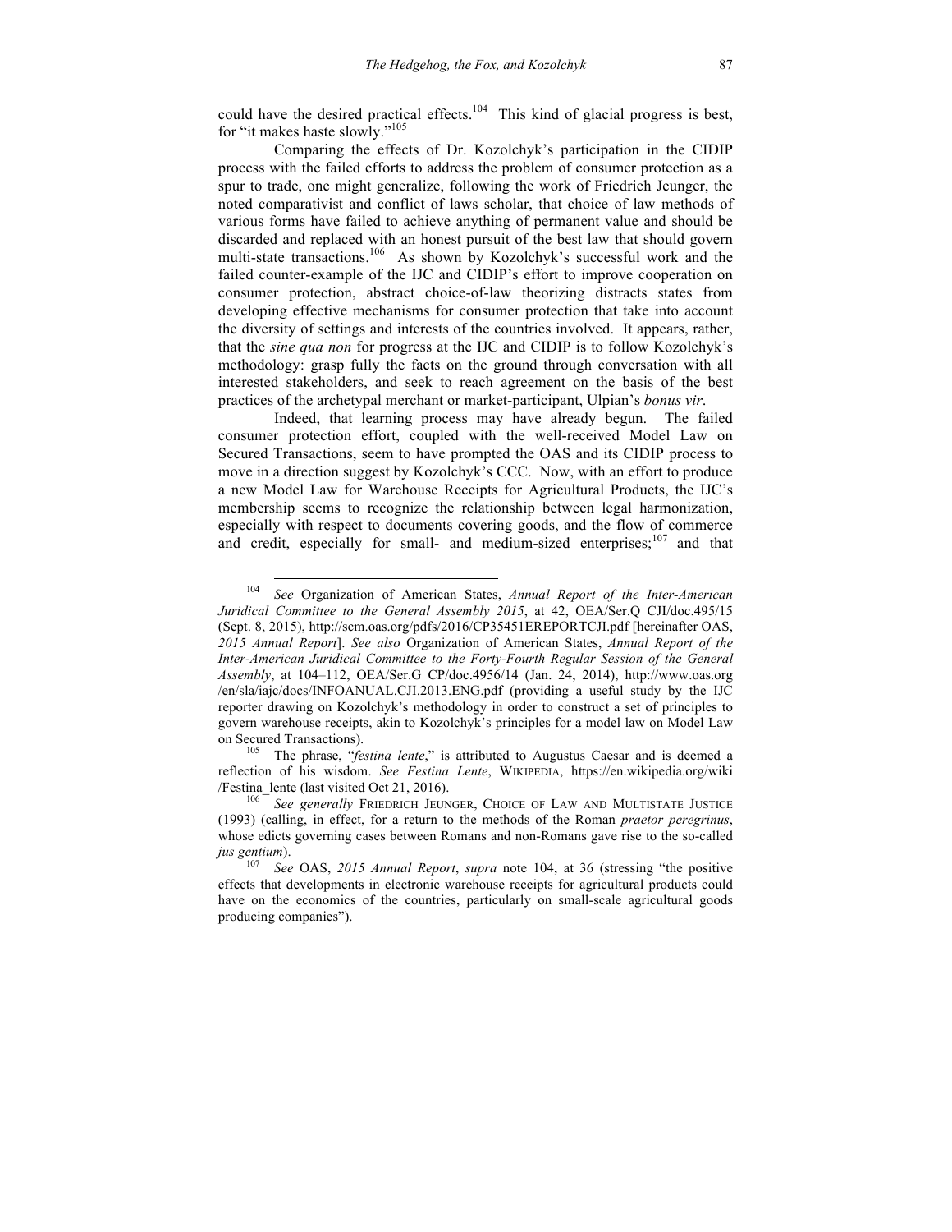could have the desired practical effects.[104] This kind of glacial progress is best, for "it makes haste slowly."[105]

Comparing the effects of Dr. Kozolchyk's participation in the CIDIP process with the failed efforts to address the problem of consumer protection as a spur to trade, one might generalize, following the work of Friedrich Jeunger, the noted comparativist and conflict of laws scholar, that choice of law methods of various forms have failed to achieve anything of permanent value and should be discarded and replaced with an honest pursuit of the best law that should govern multi-state transactions.[106] As shown by Kozolchyk's successful work and the failed counter-example of the IJC and CIDIP's effort to improve cooperation on consumer protection, abstract choice-of-law theorizing distracts states from developing effective mechanisms for consumer protection that take into account the diversity of settings and interests of the countries involved. It appears, rather, that the *sine qua non* for progress at the IJC and CIDIP is to follow Kozolchyk's methodology: grasp fully the facts on the ground through conversation with all interested stakeholders, and seek to reach agreement on the basis of the best practices of the archetypal merchant or market-participant, Ulpian's *bonus vir*.

Indeed, that learning process may have already begun. The failed consumer protection effort, coupled with the well-received Model Law on Secured Transactions, seem to have prompted the OAS and its CIDIP process to move in a direction suggest by Kozolchyk's CCC. Now, with an effort to produce a new Model Law for Warehouse Receipts for Agricultural Products, the IJC's membership seems to recognize the relationship between legal harmonization, especially with respect to documents covering goods, and the flow of commerce and credit, especially for small- and medium-sized enterprises;[107] and that

---

[104] *See* Organization of American States, *Annual Report of the Inter-American Juridical Committee to the General Assembly 2015*, at 42, OEA/Ser.Q CJI/doc.495/15 (Sept. 8, 2015), http://scm.oas.org/pdfs/2016/CP35451EREPORTCJI.pdf [hereinafter OAS, *2015 Annual Report*]. *See also* Organization of American States, *Annual Report of the Inter-American Juridical Committee to the Forty-Fourth Regular Session of the General Assembly*, at 104–112, OEA/Ser.G CP/doc.4956/14 (Jan. 24, 2014), http://www.oas.org/en/sla/iajc/docs/INFOANUAL.CJI.2013.ENG.pdf (providing a useful study by the IJC reporter drawing on Kozolchyk's methodology in order to construct a set of principles to govern warehouse receipts, akin to Kozolchyk's principles for a model law on Model Law on Secured Transactions).

[105] The phrase, "*festina lente*," is attributed to Augustus Caesar and is deemed a reflection of his wisdom. *See Festina Lente*, WIKIPEDIA, https://en.wikipedia.org/wiki/Festina_lente (last visited Oct 21, 2016).

[106] *See generally* FRIEDRICH JEUNGER, CHOICE OF LAW AND MULTISTATE JUSTICE (1993) (calling, in effect, for a return to the methods of the Roman *praetor peregrinus*, whose edicts governing cases between Romans and non-Romans gave rise to the so-called *jus gentium*).

[107] *See* OAS, *2015 Annual Report*, *supra* note 104, at 36 (stressing "the positive effects that developments in electronic warehouse receipts for agricultural products could have on the economics of the countries, particularly on small-scale agricultural goods producing companies").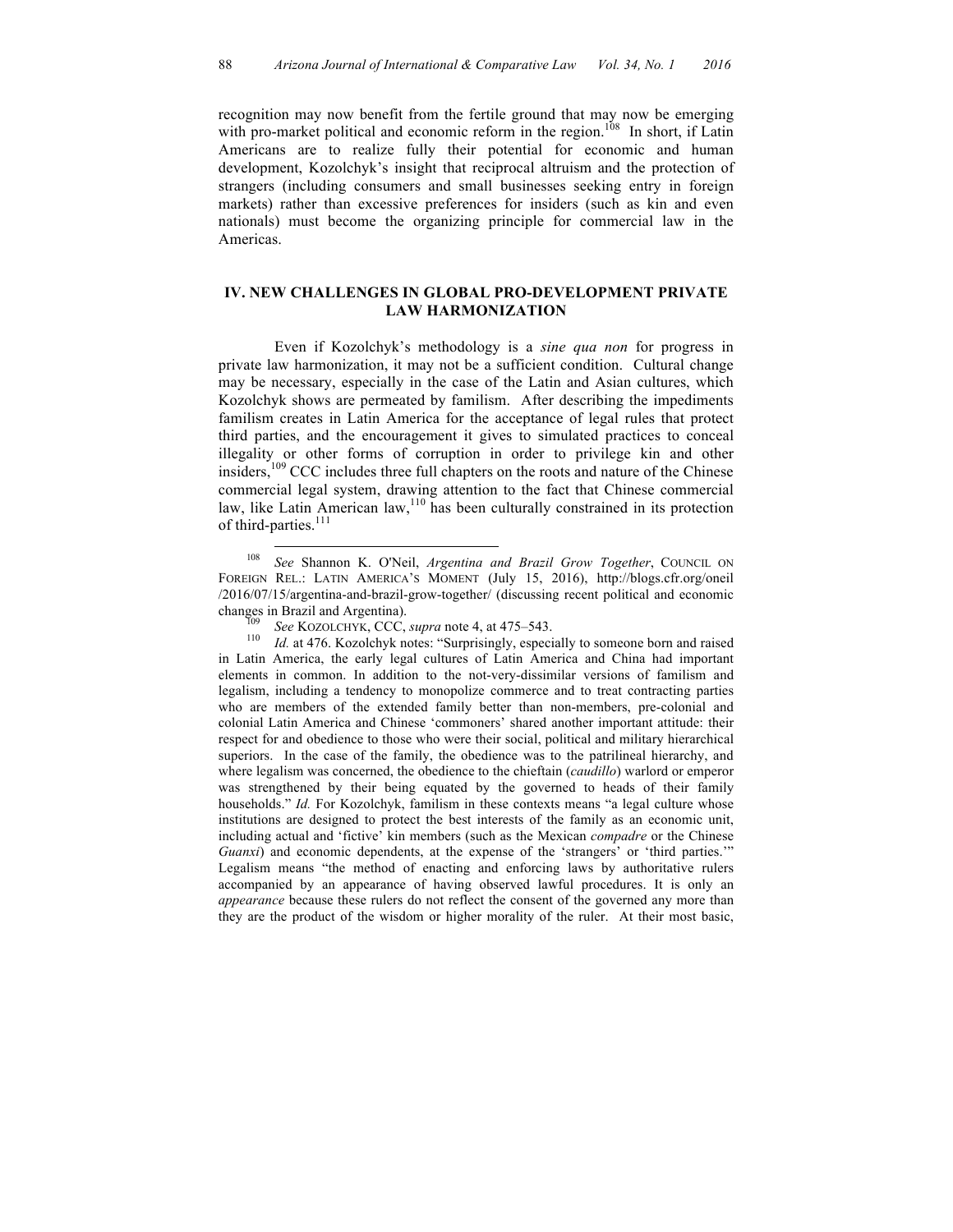recognition may now benefit from the fertile ground that may now be emerging with pro-market political and economic reform in the region.[108] In short, if Latin Americans are to realize fully their potential for economic and human development, Kozolchyk's insight that reciprocal altruism and the protection of strangers (including consumers and small businesses seeking entry in foreign markets) rather than excessive preferences for insiders (such as kin and even nationals) must become the organizing principle for commercial law in the Americas.

## IV. NEW CHALLENGES IN GLOBAL PRO-DEVELOPMENT PRIVATE LAW HARMONIZATION

Even if Kozolchyk's methodology is a *sine qua non* for progress in private law harmonization, it may not be a sufficient condition. Cultural change may be necessary, especially in the case of the Latin and Asian cultures, which Kozolchyk shows are permeated by familism. After describing the impediments familism creates in Latin America for the acceptance of legal rules that protect third parties, and the encouragement it gives to simulated practices to conceal illegality or other forms of corruption in order to privilege kin and other insiders,[109] CCC includes three full chapters on the roots and nature of the Chinese commercial legal system, drawing attention to the fact that Chinese commercial law, like Latin American law,[110] has been culturally constrained in its protection of third-parties.[111]

---

[108] *See* Shannon K. O'Neil, *Argentina and Brazil Grow Together*, COUNCIL ON FOREIGN REL.: LATIN AMERICA'S MOMENT (July 15, 2016), http://blogs.cfr.org/oneil /2016/07/15/argentina-and-brazil-grow-together/ (discussing recent political and economic changes in Brazil and Argentina).

[109] *See* KOZOLCHYK, CCC, *supra* note 4, at 475–543.

[110] *Id.* at 476. Kozolchyk notes: "Surprisingly, especially to someone born and raised in Latin America, the early legal cultures of Latin America and China had important elements in common. In addition to the not-very-dissimilar versions of familism and legalism, including a tendency to monopolize commerce and to treat contracting parties who are members of the extended family better than non-members, pre-colonial and colonial Latin America and Chinese 'commoners' shared another important attitude: their respect for and obedience to those who were their social, political and military hierarchical superiors. In the case of the family, the obedience was to the patrilineal hierarchy, and where legalism was concerned, the obedience to the chieftain (*caudillo*) warlord or emperor was strengthened by their being equated by the governed to heads of their family households." *Id.* For Kozolchyk, familism in these contexts means "a legal culture whose institutions are designed to protect the best interests of the family as an economic unit, including actual and 'fictive' kin members (such as the Mexican *compadre* or the Chinese *Guanxi*) and economic dependents, at the expense of the 'strangers' or 'third parties.'" Legalism means "the method of enacting and enforcing laws by authoritative rulers accompanied by an appearance of having observed lawful procedures. It is only an *appearance* because these rulers do not reflect the consent of the governed any more than they are the product of the wisdom or higher morality of the ruler. At their most basic,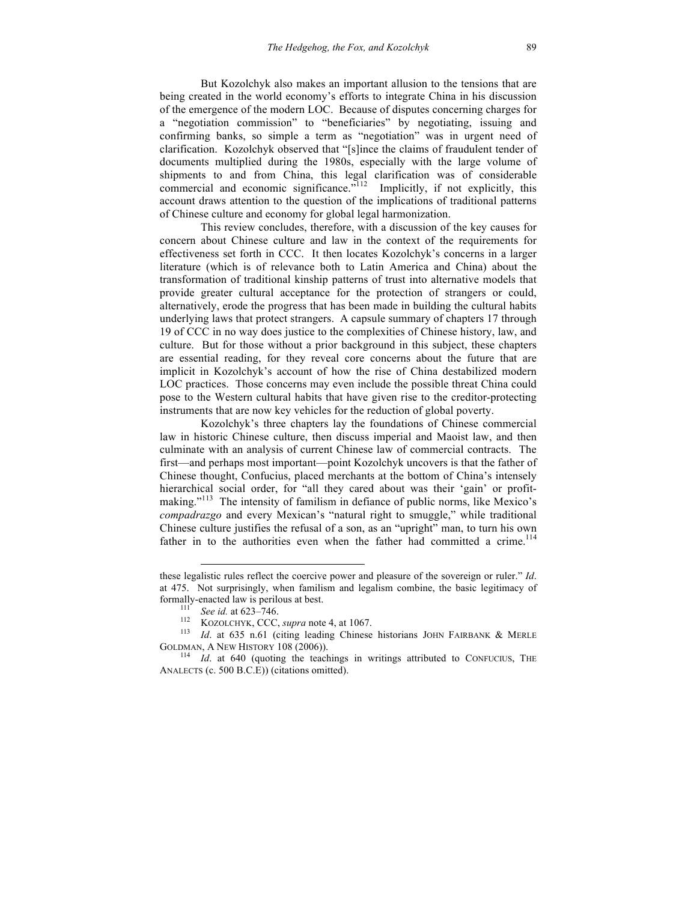But Kozolchyk also makes an important allusion to the tensions that are being created in the world economy's efforts to integrate China in his discussion of the emergence of the modern LOC. Because of disputes concerning charges for a "negotiation commission" to "beneficiaries" by negotiating, issuing and confirming banks, so simple a term as "negotiation" was in urgent need of clarification. Kozolchyk observed that "[s]ince the claims of fraudulent tender of documents multiplied during the 1980s, especially with the large volume of shipments to and from China, this legal clarification was of considerable commercial and economic significance."[112] Implicitly, if not explicitly, this account draws attention to the question of the implications of traditional patterns of Chinese culture and economy for global legal harmonization.

This review concludes, therefore, with a discussion of the key causes for concern about Chinese culture and law in the context of the requirements for effectiveness set forth in CCC. It then locates Kozolchyk's concerns in a larger literature (which is of relevance both to Latin America and China) about the transformation of traditional kinship patterns of trust into alternative models that provide greater cultural acceptance for the protection of strangers or could, alternatively, erode the progress that has been made in building the cultural habits underlying laws that protect strangers. A capsule summary of chapters 17 through 19 of CCC in no way does justice to the complexities of Chinese history, law, and culture. But for those without a prior background in this subject, these chapters are essential reading, for they reveal core concerns about the future that are implicit in Kozolchyk's account of how the rise of China destabilized modern LOC practices. Those concerns may even include the possible threat China could pose to the Western cultural habits that have given rise to the creditor-protecting instruments that are now key vehicles for the reduction of global poverty.

Kozolchyk's three chapters lay the foundations of Chinese commercial law in historic Chinese culture, then discuss imperial and Maoist law, and then culminate with an analysis of current Chinese law of commercial contracts. The first—and perhaps most important—point Kozolchyk uncovers is that the father of Chinese thought, Confucius, placed merchants at the bottom of China's intensely hierarchical social order, for "all they cared about was their 'gain' or profit-making."[113] The intensity of familism in defiance of public norms, like Mexico's *compadrazgo* and every Mexican's "natural right to smuggle," while traditional Chinese culture justifies the refusal of a son, as an "upright" man, to turn his own father in to the authorities even when the father had committed a crime.[114]

---

these legalistic rules reflect the coercive power and pleasure of the sovereign or ruler." *Id*. at 475. Not surprisingly, when familism and legalism combine, the basic legitimacy of formally-enacted law is perilous at best.

[111] *See id.* at 623–746.

[112] KOZOLCHYK, CCC, *supra* note 4, at 1067.

[113] *Id*. at 635 n.61 (citing leading Chinese historians JOHN FAIRBANK & MERLE GOLDMAN, A NEW HISTORY 108 (2006)).

[114] *Id*. at 640 (quoting the teachings in writings attributed to CONFUCIUS, THE ANALECTS (c. 500 B.C.E)) (citations omitted).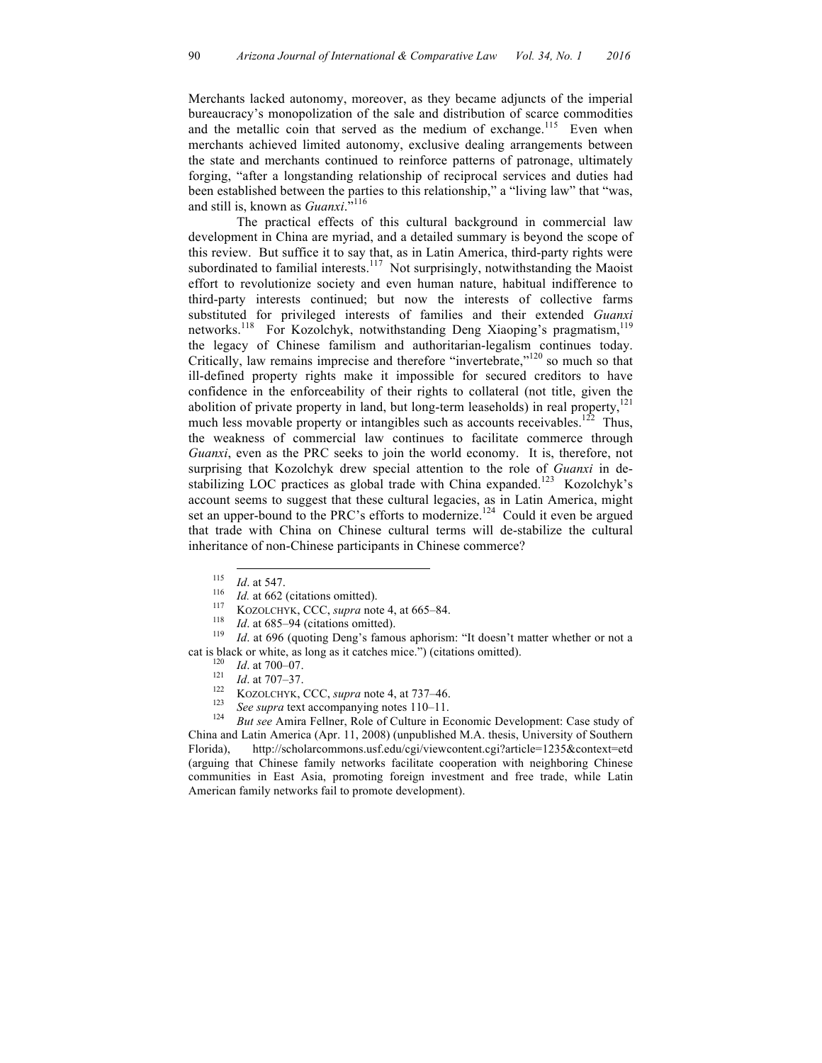Merchants lacked autonomy, moreover, as they became adjuncts of the imperial bureaucracy's monopolization of the sale and distribution of scarce commodities and the metallic coin that served as the medium of exchange.[115] Even when merchants achieved limited autonomy, exclusive dealing arrangements between the state and merchants continued to reinforce patterns of patronage, ultimately forging, "after a longstanding relationship of reciprocal services and duties had been established between the parties to this relationship," a "living law" that "was, and still is, known as *Guanxi*."[116]

The practical effects of this cultural background in commercial law development in China are myriad, and a detailed summary is beyond the scope of this review. But suffice it to say that, as in Latin America, third-party rights were subordinated to familial interests.[117] Not surprisingly, notwithstanding the Maoist effort to revolutionize society and even human nature, habitual indifference to third-party interests continued; but now the interests of collective farms substituted for privileged interests of families and their extended *Guanxi* networks.[118] For Kozolchyk, notwithstanding Deng Xiaoping's pragmatism,[119] the legacy of Chinese familism and authoritarian-legalism continues today. Critically, law remains imprecise and therefore "invertebrate,"[120] so much so that ill-defined property rights make it impossible for secured creditors to have confidence in the enforceability of their rights to collateral (not title, given the abolition of private property in land, but long-term leaseholds) in real property,[121] much less movable property or intangibles such as accounts receivables.[122] Thus, the weakness of commercial law continues to facilitate commerce through *Guanxi*, even as the PRC seeks to join the world economy. It is, therefore, not surprising that Kozolchyk drew special attention to the role of *Guanxi* in de-stabilizing LOC practices as global trade with China expanded.[123] Kozolchyk's account seems to suggest that these cultural legacies, as in Latin America, might set an upper-bound to the PRC's efforts to modernize.[124] Could it even be argued that trade with China on Chinese cultural terms will de-stabilize the cultural inheritance of non-Chinese participants in Chinese commerce?

---

[115] *Id*. at 547.

[116] *Id.* at 662 (citations omitted).

[117] KOZOLCHYK, CCC, *supra* note 4, at 665–84.

[118] *Id*. at 685–94 (citations omitted).

[119] *Id*. at 696 (quoting Deng's famous aphorism: "It doesn't matter whether or not a cat is black or white, as long as it catches mice.") (citations omitted).

[120] *Id*. at 700–07.

[121] *Id*. at 707–37.

[122] KOZOLCHYK, CCC, *supra* note 4, at 737–46.

[123] *See supra* text accompanying notes 110–11.

[124] *But see* Amira Fellner, Role of Culture in Economic Development: Case study of China and Latin America (Apr. 11, 2008) (unpublished M.A. thesis, University of Southern Florida), http://scholarcommons.usf.edu/cgi/viewcontent.cgi?article=1235&context=etd (arguing that Chinese family networks facilitate cooperation with neighboring Chinese communities in East Asia, promoting foreign investment and free trade, while Latin American family networks fail to promote development).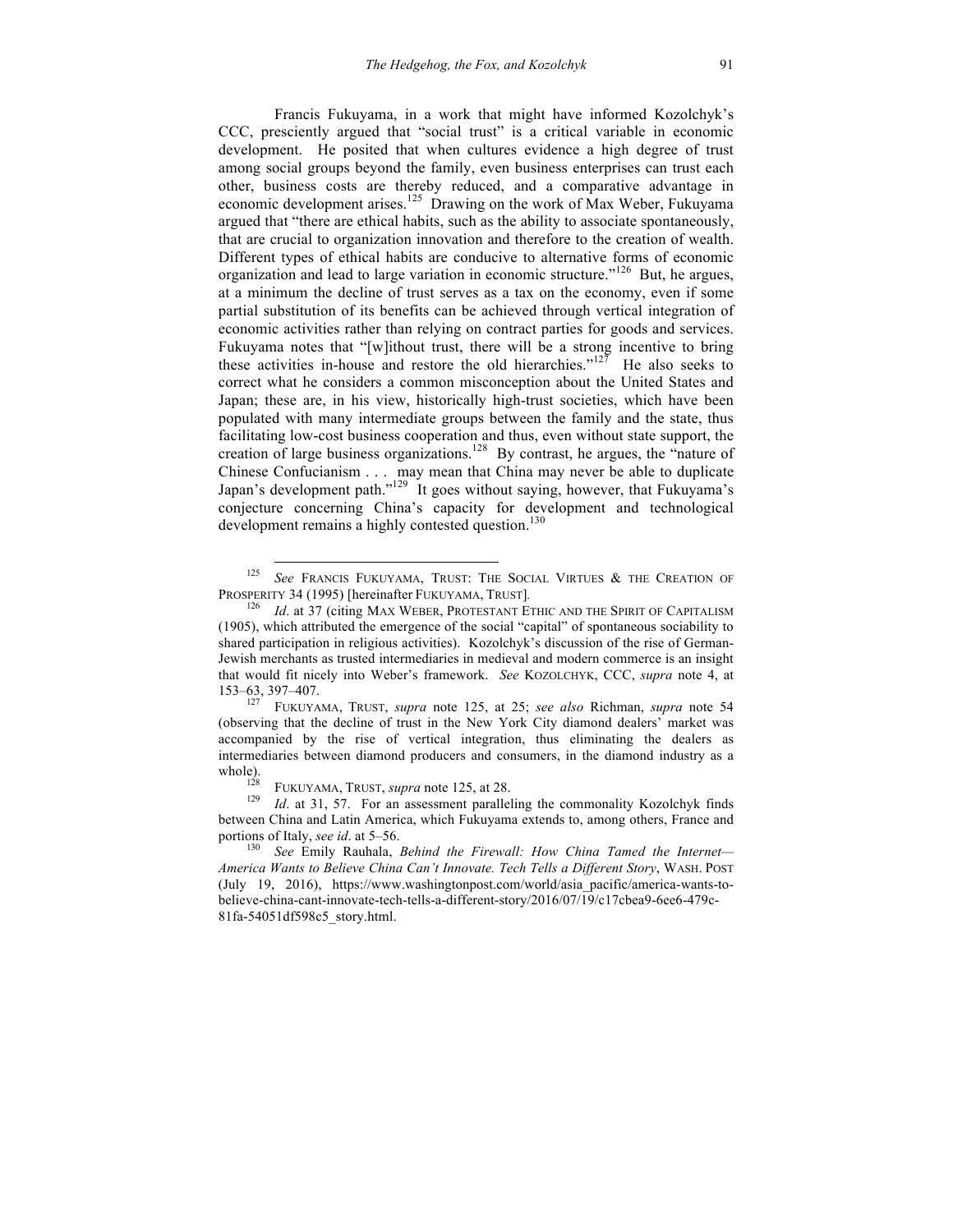Francis Fukuyama, in a work that might have informed Kozolchyk's CCC, presciently argued that "social trust" is a critical variable in economic development. He posited that when cultures evidence a high degree of trust among social groups beyond the family, even business enterprises can trust each other, business costs are thereby reduced, and a comparative advantage in economic development arises.[125] Drawing on the work of Max Weber, Fukuyama argued that "there are ethical habits, such as the ability to associate spontaneously, that are crucial to organization innovation and therefore to the creation of wealth. Different types of ethical habits are conducive to alternative forms of economic organization and lead to large variation in economic structure."[126] But, he argues, at a minimum the decline of trust serves as a tax on the economy, even if some partial substitution of its benefits can be achieved through vertical integration of economic activities rather than relying on contract parties for goods and services. Fukuyama notes that "[w]ithout trust, there will be a strong incentive to bring these activities in-house and restore the old hierarchies."[127] He also seeks to correct what he considers a common misconception about the United States and Japan; these are, in his view, historically high-trust societies, which have been populated with many intermediate groups between the family and the state, thus facilitating low-cost business cooperation and thus, even without state support, the creation of large business organizations.[128] By contrast, he argues, the "nature of Chinese Confucianism . . . may mean that China may never be able to duplicate Japan's development path."[129] It goes without saying, however, that Fukuyama's conjecture concerning China's capacity for development and technological development remains a highly contested question.[130]

---

[125] *See* FRANCIS FUKUYAMA, TRUST: THE SOCIAL VIRTUES & THE CREATION OF PROSPERITY 34 (1995) [hereinafter FUKUYAMA, TRUST].

[126] *Id*. at 37 (citing MAX WEBER, PROTESTANT ETHIC AND THE SPIRIT OF CAPITALISM (1905), which attributed the emergence of the social "capital" of spontaneous sociability to shared participation in religious activities). Kozolchyk's discussion of the rise of German-Jewish merchants as trusted intermediaries in medieval and modern commerce is an insight that would fit nicely into Weber's framework. *See* KOZOLCHYK, CCC, *supra* note 4, at 153–63, 397–407.

[127] FUKUYAMA, TRUST, *supra* note 125, at 25; *see also* Richman, *supra* note 54 (observing that the decline of trust in the New York City diamond dealers' market was accompanied by the rise of vertical integration, thus eliminating the dealers as intermediaries between diamond producers and consumers, in the diamond industry as a whole).

[128] FUKUYAMA, TRUST, *supra* note 125, at 28.

[129] *Id*. at 31, 57. For an assessment paralleling the commonality Kozolchyk finds between China and Latin America, which Fukuyama extends to, among others, France and portions of Italy, *see id*. at 5–56.

[130] *See* Emily Rauhala, *Behind the Firewall: How China Tamed the Internet—America Wants to Believe China Can't Innovate. Tech Tells a Different Story*, WASH. POST (July 19, 2016), https://www.washingtonpost.com/world/asia_pacific/america-wants-to-believe-china-cant-innovate-tech-tells-a-different-story/2016/07/19/c17cbea9-6ee6-479c-81fa-54051df598c5_story.html.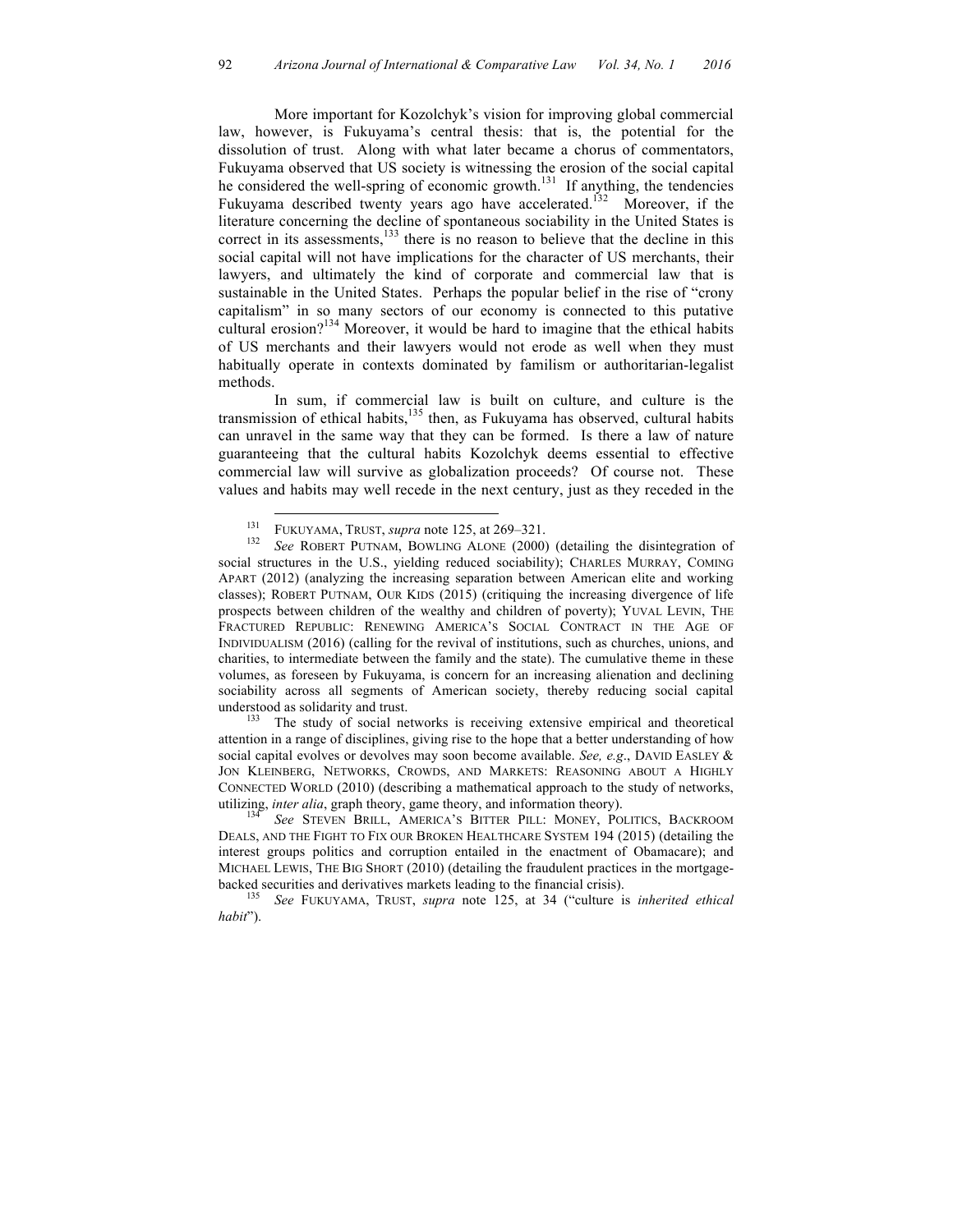More important for Kozolchyk's vision for improving global commercial law, however, is Fukuyama's central thesis: that is, the potential for the dissolution of trust. Along with what later became a chorus of commentators, Fukuyama observed that US society is witnessing the erosion of the social capital he considered the well-spring of economic growth.[131] If anything, the tendencies Fukuyama described twenty years ago have accelerated.[132] Moreover, if the literature concerning the decline of spontaneous sociability in the United States is correct in its assessments,[133] there is no reason to believe that the decline in this social capital will not have implications for the character of US merchants, their lawyers, and ultimately the kind of corporate and commercial law that is sustainable in the United States. Perhaps the popular belief in the rise of "crony capitalism" in so many sectors of our economy is connected to this putative cultural erosion?[134] Moreover, it would be hard to imagine that the ethical habits of US merchants and their lawyers would not erode as well when they must habitually operate in contexts dominated by familism or authoritarian-legalist methods.

In sum, if commercial law is built on culture, and culture is the transmission of ethical habits,[135] then, as Fukuyama has observed, cultural habits can unravel in the same way that they can be formed. Is there a law of nature guaranteeing that the cultural habits Kozolchyk deems essential to effective commercial law will survive as globalization proceeds? Of course not. These values and habits may well recede in the next century, just as they receded in the

---

[131] FUKUYAMA, TRUST, *supra* note 125, at 269–321.

[132] *See* ROBERT PUTNAM, BOWLING ALONE (2000) (detailing the disintegration of social structures in the U.S., yielding reduced sociability); CHARLES MURRAY, COMING APART (2012) (analyzing the increasing separation between American elite and working classes); ROBERT PUTNAM, OUR KIDS (2015) (critiquing the increasing divergence of life prospects between children of the wealthy and children of poverty); YUVAL LEVIN, THE FRACTURED REPUBLIC: RENEWING AMERICA'S SOCIAL CONTRACT IN THE AGE OF INDIVIDUALISM (2016) (calling for the revival of institutions, such as churches, unions, and charities, to intermediate between the family and the state). The cumulative theme in these volumes, as foreseen by Fukuyama, is concern for an increasing alienation and declining sociability across all segments of American society, thereby reducing social capital understood as solidarity and trust.

[133] The study of social networks is receiving extensive empirical and theoretical attention in a range of disciplines, giving rise to the hope that a better understanding of how social capital evolves or devolves may soon become available. *See, e.g*., DAVID EASLEY & JON KLEINBERG, NETWORKS, CROWDS, AND MARKETS: REASONING ABOUT A HIGHLY CONNECTED WORLD (2010) (describing a mathematical approach to the study of networks, utilizing, *inter alia*, graph theory, game theory, and information theory).

[134] *See* STEVEN BRILL, AMERICA'S BITTER PILL: MONEY, POLITICS, BACKROOM DEALS, AND THE FIGHT TO FIX OUR BROKEN HEALTHCARE SYSTEM 194 (2015) (detailing the interest groups politics and corruption entailed in the enactment of Obamacare); and MICHAEL LEWIS, THE BIG SHORT (2010) (detailing the fraudulent practices in the mortgage-backed securities and derivatives markets leading to the financial crisis).

[135] *See* FUKUYAMA, TRUST, *supra* note 125, at 34 ("culture is *inherited ethical habit*").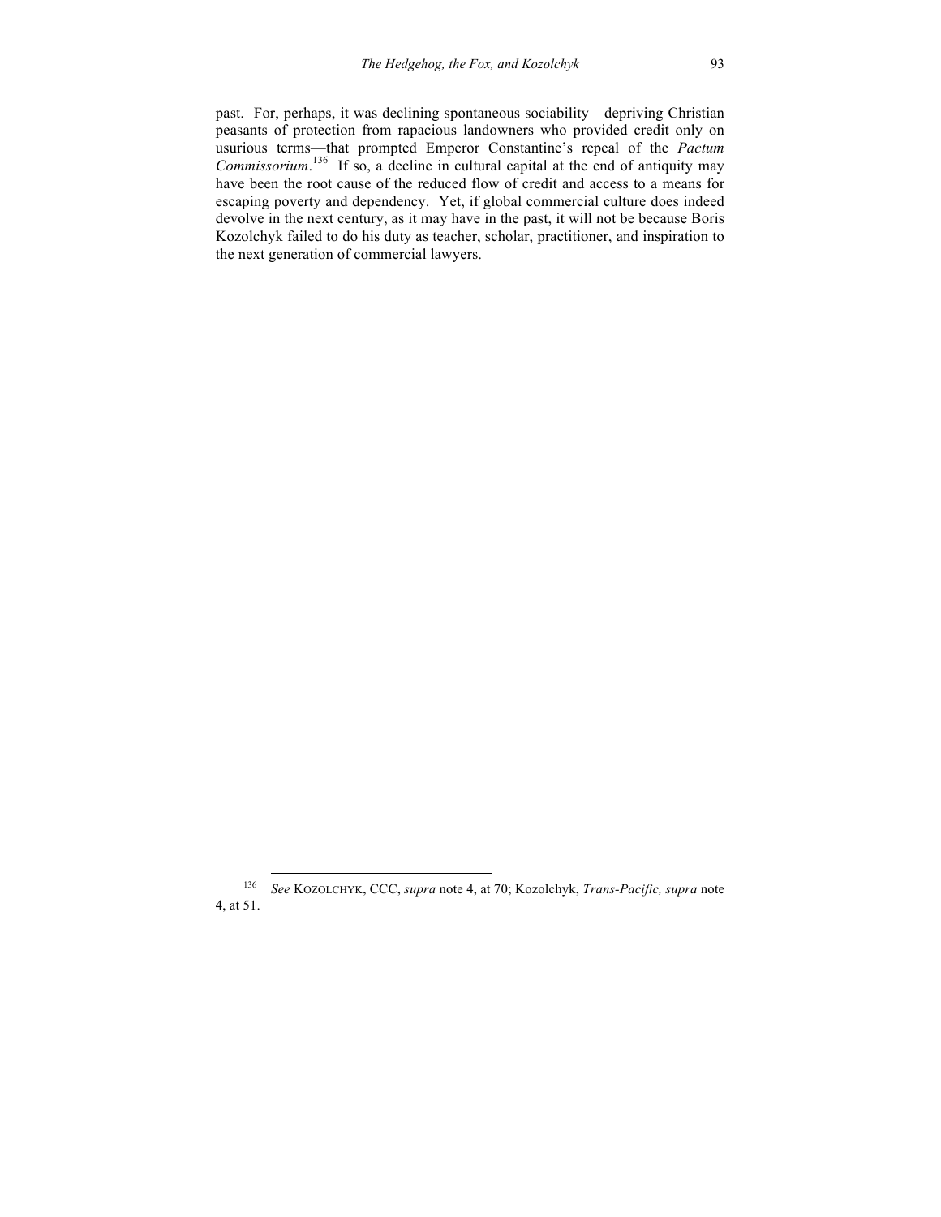past. For, perhaps, it was declining spontaneous sociability—depriving Christian peasants of protection from rapacious landowners who provided credit only on usurious terms—that prompted Emperor Constantine's repeal of the *Pactum Commissorium*.[136] If so, a decline in cultural capital at the end of antiquity may have been the root cause of the reduced flow of credit and access to a means for escaping poverty and dependency. Yet, if global commercial culture does indeed devolve in the next century, as it may have in the past, it will not be because Boris Kozolchyk failed to do his duty as teacher, scholar, practitioner, and inspiration to the next generation of commercial lawyers.

---

[136] *See* KOZOLCHYK, CCC, *supra* note 4, at 70; Kozolchyk, *Trans-Pacific, supra* note 4, at 51.